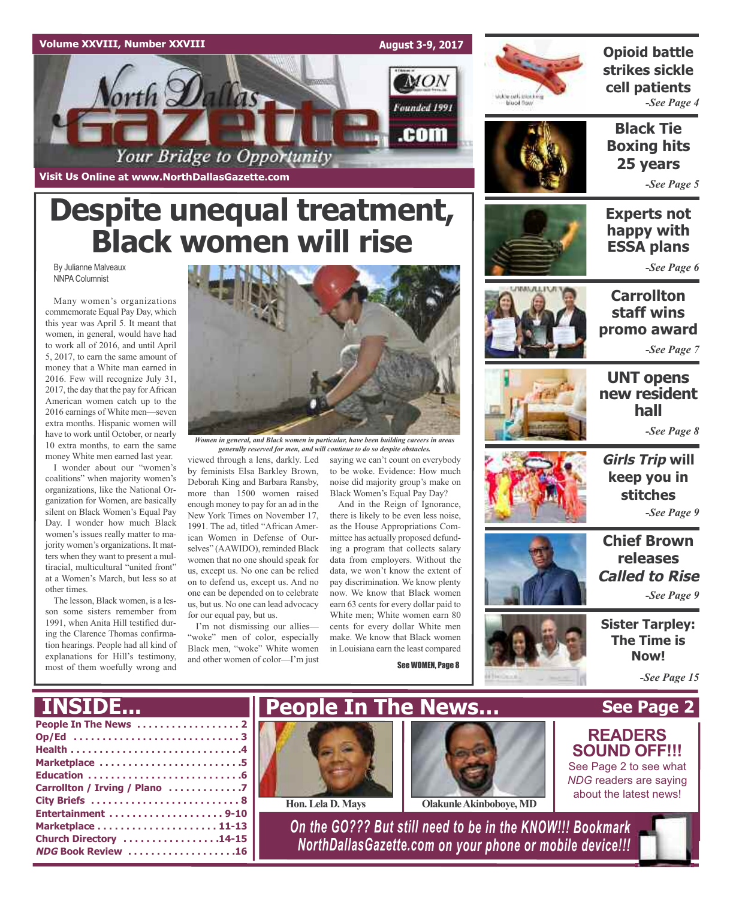Volume XXVIII, Number XXVIII — August 3-9, 2017

# North Dallas Gazette

Your Bridge to Opportunity

Founded 1991

Visit Us Online at www.NorthDallasGazette.com

# Despite unequal treatment, Black women will rise

By Julianne Malveaux
NNPA Columnist

Many women's organizations commemorate Equal Pay Day, which this year was April 5. It meant that women, in general, would have had to work all of 2016, and until April 5, 2017, to earn the same amount of money that a White man earned in 2016. Few will recognize July 31, 2017, the day that the pay for African American women catch up to the 2016 earnings of White men—seven extra months. Hispanic women will have to work until October, or nearly 10 extra months, to earn the same money White men earned last year.

I wonder about our "women's coalitions" when majority women's organizations, like the National Organization for Women, are basically silent on Black Women's Equal Pay Day. I wonder how much Black women's issues really matter to majority women's organizations. It matters when they want to present a multiracial, multicultural "united front" at a Women's March, but less so at other times.

The lesson, Black women, is a lesson some sisters remember from 1991, when Anita Hill testified during the Clarence Thomas confirmation hearings. People had all kind of explanations for Hill's testimony, most of them woefully wrong and viewed through a lens, darkly. Led by feminists Elsa Barkley Brown, Deborah King and Barbara Ransby, more than 1500 women raised enough money to pay for an ad in the New York Times on November 17, 1991. The ad, titled "African American Women in Defense of Ourselves" (AAWIDO), reminded Black women that no one should speak for us, except us. No one can be relied on to defend us, except us. And no one can be depended on to celebrate us, but us. No one can lead advocacy for our equal pay, but us.

I'm not dismissing our allies—"woke" men of color, especially Black men, "woke" White women and other women of color—I'm just saying we can't count on everybody to be woke. Evidence: How much noise did majority group's make on Black Women's Equal Pay Day?

And in the Reign of Ignorance, there is likely to be even less noise, as the House Appropriations Committee has actually proposed defunding a program that collects salary data from employers. Without the data, we won't know the extent of pay discrimination. We know plenty now. We know that Black women earn 63 cents for every dollar paid to White men; White women earn 80 cents for every dollar White men make. We know that Black women in Louisiana earn the least compared

See WOMEN, Page 8

*Women in general, and Black women in particular, have been building careers in areas generally reserved for men, and will continue to do so despite obstacles.*

**Opioid battle strikes sickle cell patients** *-See Page 4*

**Black Tie Boxing hits 25 years** *-See Page 5*

**Experts not happy with ESSA plans** *-See Page 6*

**Carrollton staff wins promo award** *-See Page 7*

**UNT opens new resident hall** *-See Page 8*

***Girls Trip* will keep you in stitches** *-See Page 9*

**Chief Brown releases *Called to Rise*** *-See Page 9*

**Sister Tarpley: The Time is Now!** *-See Page 15*

## INSIDE...

- People In The News . . . . . 2
- Op/Ed . . . . . 3
- Health . . . . . 4
- Marketplace . . . . . 5
- Education . . . . . 6
- Carrollton / Irving / Plano . . . . . 7
- City Briefs . . . . . 8
- Entertainment . . . . . 9-10
- Marketplace . . . . . 11-13
- Church Directory . . . . . 14-15
- *NDG* Book Review . . . . . 16

## People In The News... See Page 2

Hon. Lela D. Mays

Olakunle Akinboboye, MD

**READERS SOUND OFF!!!**

See Page 2 to see what *NDG* readers are saying about the latest news!

*On the GO??? But still need to be in the KNOW!!! Bookmark NorthDallasGazette.com on your phone or mobile device!!!*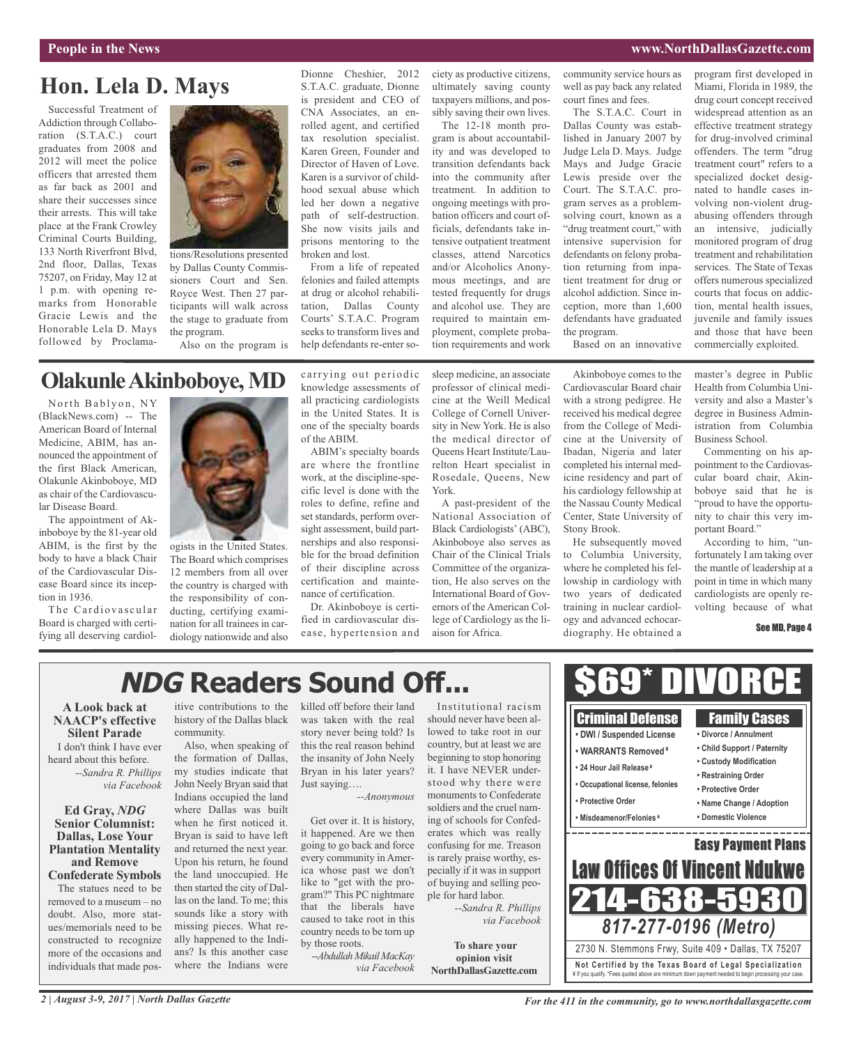# Hon. Lela D. Mays

Successful Treatment of Addiction through Collaboration (S.T.A.C.) court graduates from 2008 and 2012 will meet the police officers that arrested them as far back as 2001 and share their successes since their arrests. This will take place at the Frank Crowley Criminal Courts Building, 133 North Riverfront Blvd, 2nd floor, Dallas, Texas 75207, on Friday, May 12 at 1 p.m. with opening remarks from Honorable Gracie Lewis and the Honorable Lela D. Mays followed by Proclamations/Resolutions presented by Dallas County Commissioners Court and Sen. Royce West. Then 27 participants will walk across the stage to graduate from the program.

Also on the program is Dionne Cheshier, 2012 S.T.A.C. graduate, Dionne is president and CEO of CNA Associates, an enrolled agent, and certified tax resolution specialist. Karen Green, Founder and Director of Haven of Love. Karen is a survivor of childhood sexual abuse which led her down a negative path of self-destruction. She now visits jails and prisons mentoring to the broken and lost.

From a life of repeated felonies and failed attempts at drug or alcohol rehabilitation, Dallas County Courts' S.T.A.C. Program seeks to transform lives and help defendants re-enter society as productive citizens, ultimately saving county taxpayers millions, and possibly saving their own lives.

The 12-18 month program is about accountability and was developed to transition defendants back into the community after treatment. In addition to ongoing meetings with probation officers and court officials, defendants take intensive outpatient treatment classes, attend Narcotics and/or Alcoholics Anonymous meetings, and are tested frequently for drugs and alcohol use. They are required to maintain employment, complete probation requirements and work community service hours as well as pay back any related court fines and fees.

The S.T.A.C. Court in Dallas County was established in January 2007 by Judge Lela D. Mays. Judge Mays and Judge Gracie Lewis preside over the Court. The S.T.A.C. program serves as a problem-solving court, known as a "drug treatment court," with intensive supervision for defendants on felony probation returning from inpatient treatment for drug or alcohol addiction. Since inception, more than 1,600 defendants have graduated the program.

Based on an innovative program first developed in Miami, Florida in 1989, the drug court concept received widespread attention as an effective treatment strategy for drug-involved criminal offenders. The term "drug treatment court" refers to a specialized docket designated to handle cases involving non-violent drug-abusing offenders through an intensive, judicially monitored program of drug treatment and rehabilitation services. The State of Texas offers numerous specialized courts that focus on addiction, mental health issues, juvenile and family issues and those that have been commercially exploited.

# Olakunle Akinboboye, MD

North Bablyon, NY (BlackNews.com) -- The American Board of Internal Medicine, ABIM, has announced the appointment of the first Black American, Olakunle Akinboboye, MD as chair of the Cardiovascular Disease Board.

The appointment of Akinboboye by the 81-year old ABIM, is the first by the body to have a black Chair of the Cardiovascular Disease Board since its inception in 1936.

The Cardiovascular Board is charged with certifying all deserving cardiologists in the United States. The Board which comprises 12 members from all over the country is charged with the responsibility of conducting, certifying examination for all trainees in cardiology nationwide and also carrying out periodic knowledge assessments of all practicing cardiologists in the United States. It is one of the specialty boards of the ABIM.

ABIM's specialty boards are where the frontline work, at the discipline-specific level is done with the roles to define, refine and set standards, perform oversight assessment, build partnerships and also responsible for the broad definition of their discipline across certification and maintenance of certification.

Dr. Akinboboye is certified in cardiovascular disease, hypertension and sleep medicine, an associate professor of clinical medicine at the Weill Medical College of Cornell University in New York. He is also the medical director of Queens Heart Institute/Laurelton Heart specialist in Rosedale, Queens, New York.

A past-president of the National Association of Black Cardiologists' (ABC), Akinboboye also serves as Chair of the Clinical Trials Committee of the organization, He also serves on the International Board of Governors of the American College of Cardiology as the liaison for Africa.

Akinboboye comes to the Cardiovascular Board chair with a strong pedigree. He received his medical degree from the College of Medicine at the University of Ibadan, Nigeria and later completed his internal medicine residency and part of his cardiology fellowship at the Nassau County Medical Center, State University of Stony Brook.

He subsequently moved to Columbia University, where he completed his fellowship in cardiology with two years of dedicated training in nuclear cardiology and advanced echocardiography. He obtained a master's degree in Public Health from Columbia University and also a Master's degree in Business Administration from Columbia Business School.

Commenting on his appointment to the Cardiovascular board chair, Akinboboye said that he is "proud to have the opportunity to chair this very important Board."

According to him, "unfortunately I am taking over the mantle of leadership at a point in time in which many cardiologists are openly revolting because of what

**See MD, Page 4**

# *NDG* Readers Sound Off...

**A Look back at NAACP's effective Silent Parade**

I don't think I have ever heard about this before.

*--Sandra R. Phillips via Facebook*

**Ed Gray, *NDG* Senior Columnist: Dallas, Lose Your Plantation Mentality and Remove Confederate Symbols**

The statues need to be removed to a museum – no doubt. Also, more statues/memorials need to be constructed to recognize more of the occasions and individuals that made positive contributions to the history of the Dallas black community.

Also, when speaking of the formation of Dallas, my studies indicate that John Neely Bryan said that Indians occupied the land where Dallas was built when he first noticed it. Bryan is said to have left and returned the next year. Upon his return, he found the land unoccupied. He then started the city of Dallas on the land. To me; this sounds like a story with missing pieces. What really happened to the Indians? Is this another case where the Indians were killed off before their land was taken with the real story never being told? Is this the real reason behind the insanity of John Neely Bryan in his later years? Just saying….

*--Anonymous*

Get over it. It is history, it happened. Are we then going to go back and force every community in America whose past we don't like to "get with the program?" This PC nightmare that the liberals have caused to take root in this country needs to be torn up by those roots.

*--Abdullah Mikail MacKay via Facebook*

Institutional racism should never have been allowed to take root in our country, but at least we are beginning to stop honoring it. I have NEVER understood why there were monuments to Confederate soldiers and the cruel naming of schools for Confederates which was really confusing for me. Treason is rarely praise worthy, especially if it was in support of buying and selling people for hard labor.

*--Sandra R. Phillips via Facebook*

**To share your opinion visit NorthDallasGazette.com**

---

**$69* DIVORCE**

**Criminal Defense**
- DWI / Suspended License
- WARRANTS Removed ¥
- 24 Hour Jail Release ¥
- Occupational license, felonies
- Protective Order
- Misdeamenor/Felonies ¥

**Family Cases**
- Divorce / Annulment
- Child Support / Paternity
- Custody Modification
- Restraining Order
- Protective Order
- Name Change / Adoption
- Domestic Violence

**Easy Payment Plans**

**Law Offices Of Vincent Ndukwe**

**214-638-5930**

*817-277-0196 (Metro)*

2730 N. Stemmons Frwy, Suite 409 • Dallas, TX 75207

**Not Certified by the Texas Board of Legal Specialization**

¥ If you qualify. *Fees quoted above are minimum down payment needed to begin processing your case.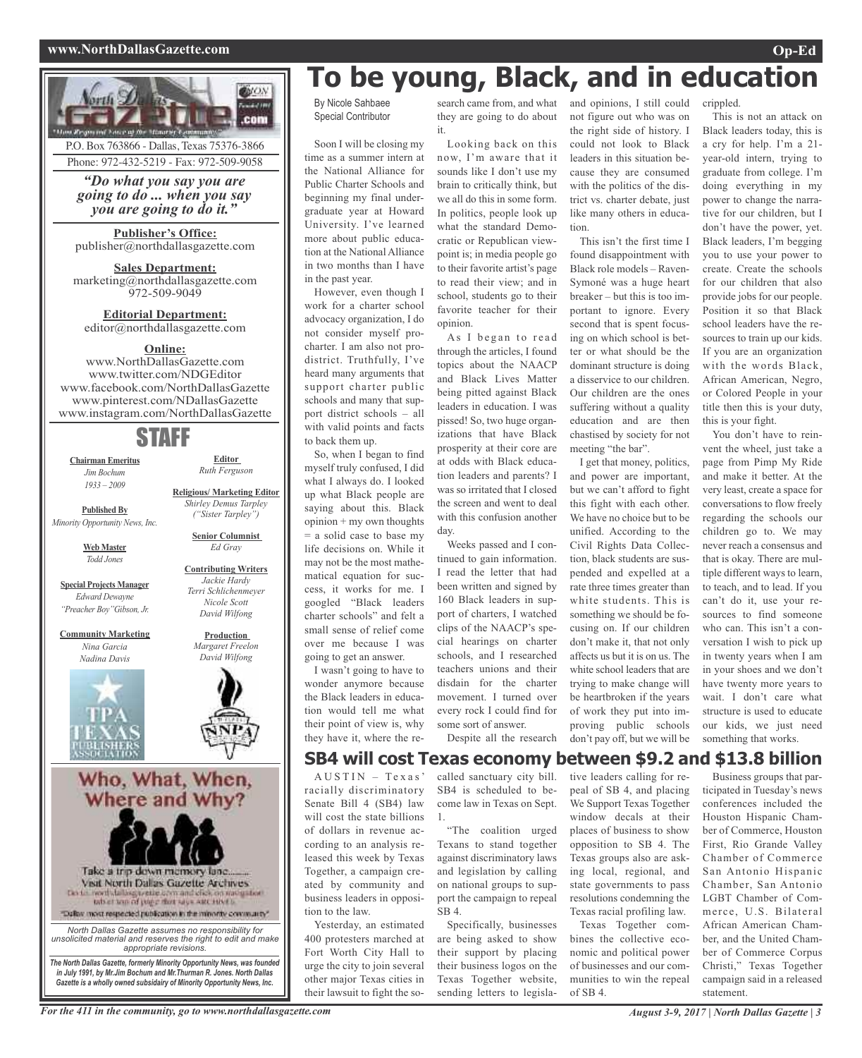P.O. Box 763866 - Dallas, Texas 75376-3866
Phone: 972-432-5219 - Fax: 972-509-9058

*"Do what you say you are going to do ... when you say you are going to do it."*

**Publisher's Office:**
publisher@northdallasgazette.com

**Sales Department:**
marketing@northdallasgazette.com
972-509-9049

**Editorial Department:**
editor@northdallasgazette.com

**Online:**
www.NorthDallasGazette.com
www.twitter.com/NDGEditor
www.facebook.com/NorthDallasGazette
www.pinterest.com/NDallasGazette
www.instagram.com/NorthDallasGazette

## STAFF

**Chairman Emeritus**
*Jim Bochum*
*1933 – 2009*

**Published By**
*Minority Opportunity News, Inc.*

**Web Master**
*Todd Jones*

**Special Projects Manager**
*Edward Dewayne "Preacher Boy" Gibson, Jr.*

**Community Marketing**
*Nina Garcia*
*Nadina Davis*

**Editor**
*Ruth Ferguson*

**Religious/ Marketing Editor**
*Shirley Demus Tarpley ("Sister Tarpley")*

**Senior Columnist**
*Ed Gray*

**Contributing Writers**
*Jackie Hardy*
*Terri Schlichenmeyer*
*Nicole Scott*
*David Wilfong*

**Production**
*Margaret Freelon*
*David Wilfong*

**Who, What, When, Where and Why?**

Take a trip down memory lane.......
Visit North Dallas Gazette Archives
"Dallas' most respected publication in the minority community"

*North Dallas Gazette assumes no responsibility for unsolicited material and reserves the right to edit and make appropriate revisions.*

***The North Dallas Gazette, formerly Minority Opportunity News, was founded in July 1991, by Mr.Jim Bochum and Mr.Thurman R. Jones. North Dallas Gazette is a wholly owned subsidairy of Minority Opportunity News, Inc.***

# To be young, Black, and in education

By Nicole Sahbaee
Special Contributor

Soon I will be closing my time as a summer intern at the National Alliance for Public Charter Schools and beginning my final undergraduate year at Howard University. I've learned more about public education at the National Alliance in two months than I have in the past year.

However, even though I work for a charter school advocacy organization, I do not consider myself pro-charter. I am also not pro-district. Truthfully, I've heard many arguments that support charter public schools and many that support district schools – all with valid points and facts to back them up.

So, when I began to find myself truly confused, I did what I always do. I looked up what Black people are saying about this. Black opinion + my own thoughts = a solid case to base my life decisions on. While it may not be the most mathematical equation for success, it works for me. I googled "Black leaders charter schools" and felt a small sense of relief come over me because I was going to get an answer.

I wasn't going to have to wonder anymore because the Black leaders in education would tell me what their point of view is, why they have it, where the research came from, and what they are going to do about it.

Looking back on this now, I'm aware that it sounds like I don't use my brain to critically think, but we all do this in some form. In politics, people look up what the standard Democratic or Republican viewpoint is; in media people go to their favorite artist's page to read their view; and in school, students go to their favorite teacher for their opinion.

As I began to read through the articles, I found topics about the NAACP and Black Lives Matter being pitted against Black leaders in education. I was pissed! So, two huge organizations that have Black prosperity at their core are at odds with Black education leaders and parents? I was so irritated that I closed the screen and went to deal with this confusion another day.

Weeks passed and I continued to gain information. I read the letter that had been written and signed by 160 Black leaders in support of charters, I watched clips of the NAACP's special hearings on charter schools, and I researched teachers unions and their disdain for the charter movement. I turned over every rock I could find for some sort of answer.

Despite all the research and opinions, I still could not figure out who was on the right side of history. I could not look to Black leaders in this situation because they are consumed with the politics of the district vs. charter debate, just like many others in education.

This isn't the first time I found disappointment with Black role models – Raven-Symoné was a huge heart breaker – but this is too important to ignore. Every second that is spent focusing on which school is better or what should be the dominant structure is doing a disservice to our children. Our children are the ones suffering without a quality education and are then chastised by society for not meeting "the bar".

I get that money, politics, and power are important, but we can't afford to fight this fight with each other. We have no choice but to be unified. According to the Civil Rights Data Collection, black students are suspended and expelled at a rate three times greater than white students. This is something we should be focusing on. If our children don't make it, that not only affects us but it is on us. The white school leaders that are trying to make change will be heartbroken if the years of work they put into improving public schools don't pay off, but we will be crippled.

This is not an attack on Black leaders today, this is a cry for help. I'm a 21-year-old intern, trying to graduate from college. I'm doing everything in my power to change the narrative for our children, but I don't have the power, yet. Black leaders, I'm begging you to use your power to create. Create the schools for our children that also provide jobs for our people. Position it so that Black school leaders have the resources to train up our kids. If you are an organization with the words Black, African American, Negro, or Colored People in your title then this is your duty, this is your fight.

You don't have to reinvent the wheel, just take a page from Pimp My Ride and make it better. At the very least, create a space for conversations to flow freely regarding the schools our children go to. We may never reach a consensus and that is okay. There are multiple different ways to learn, to teach, and to lead. If you can't do it, use your resources to find someone who can. This isn't a conversation I wish to pick up in twenty years when I am in your shoes and we don't have twenty more years to wait. I don't care what structure is used to educate our kids, we just need something that works.

# SB4 will cost Texas economy between $9.2 and $13.8 billion

AUSTIN – Texas' racially discriminatory Senate Bill 4 (SB4) law will cost the state billions of dollars in revenue according to an analysis released this week by Texas Together, a campaign created by community and business leaders in opposition to the law.

Yesterday, an estimated 400 protesters marched at Fort Worth City Hall to urge the city to join several other major Texas cities in their lawsuit to fight the so-called sanctuary city bill. SB4 is scheduled to become law in Texas on Sept. 1.

"The coalition urged Texans to stand together against discriminatory laws and legislation by calling on national groups to support the campaign to repeal SB 4.

Specifically, businesses are being asked to show their support by placing their business logos on the Texas Together website, sending letters to legislative leaders calling for repeal of SB 4, and placing We Support Texas Together window decals at their places of business to show opposition to SB 4. The Texas groups also are asking local, regional, and state governments to pass resolutions condemning the Texas racial profiling law.

Texas Together combines the collective economic and political power of businesses and our communities to win the repeal of SB 4.

Business groups that participated in Tuesday's news conferences included the Houston Hispanic Chamber of Commerce, Houston First, Rio Grande Valley Chamber of Commerce San Antonio Hispanic Chamber, San Antonio LGBT Chamber of Commerce, U.S. Bilateral African American Chamber, and the United Chamber of Commerce Corpus Christi," Texas Together campaign said in a released statement.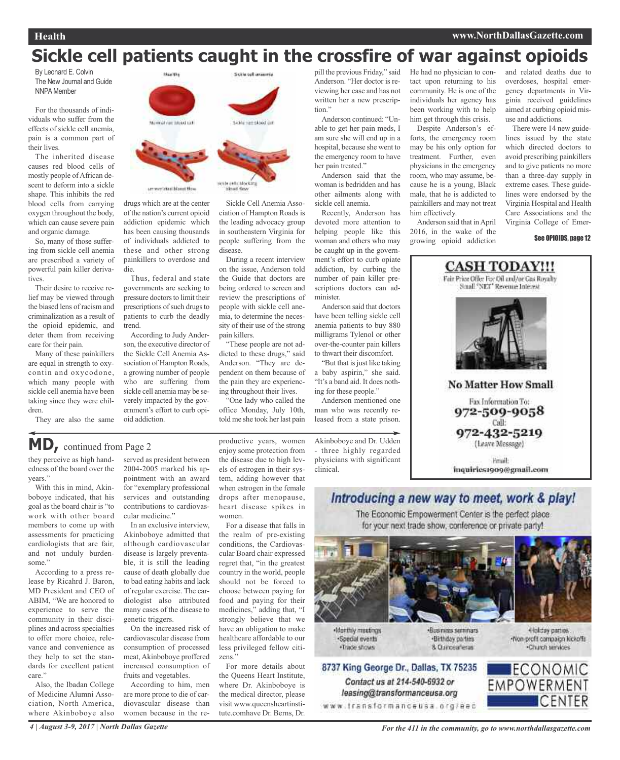# Sickle cell patients caught in the crossfire of war against opioids

By Leonard E. Colvin
The New Journal and Guide
NNPA Member

For the thousands of individuals who suffer from the effects of sickle cell anemia, pain is a common part of their lives.

The inherited disease causes red blood cells of mostly people of African descent to deform into a sickle shape. This inhibits the red blood cells from carrying oxygen throughout the body, which can cause severe pain and organic damage.

So, many of those suffering from sickle cell anemia are prescribed a variety of powerful pain killer derivatives.

Their desire to receive relief may be viewed through the biased lens of racism and criminalization as a result of the opioid epidemic, and deter them from receiving care for their pain.

Many of these painkillers are equal in strength to oxycontin and oxycodone, which many people with sickle cell anemia have been taking since they were children.

They are also the same drugs which are at the center of the nation's current opioid addiction epidemic which has been causing thousands of individuals addicted to these and other strong painkillers to overdose and die.

Thus, federal and state governments are seeking to pressure doctors to limit their prescriptions of such drugs to patients to curb the deadly trend.

According to Judy Anderson, the executive director of the Sickle Cell Anemia Association of Hampton Roads, a growing number of people who are suffering from sickle cell anemia may be severely impacted by the government's effort to curb opioid addiction.

Sickle Cell Anemia Association of Hampton Roads is the leading advocacy group in southeastern Virginia for people suffering from the disease.

During a recent interview on the issue, Anderson told the Guide that doctors are being ordered to screen and review the prescriptions of people with sickle cell anemia, to determine the necessity of their use of the strong pain killers.

"These people are not addicted to these drugs," said Anderson. "They are dependent on them because of the pain they are experiencing throughout their lives.

"One lady who called the office Monday, July 10th, told me she took her last pain pill the previous Friday," said Anderson. "Her doctor is reviewing her case and has not written her a new prescription."

Anderson continued: "Unable to get her pain meds, I am sure she will end up in a hospital, because she went to the emergency room to have her pain treated."

Anderson said that the woman is bedridden and has other ailments along with sickle cell anemia.

Recently, Anderson has devoted more attention to helping people like this woman and others who may be caught up in the government's effort to curb opiate addiction, by curbing the number of pain killer prescriptions doctors can administer.

Anderson said that doctors have been telling sickle cell anemia patients to buy 880 milligrams Tylenol or other over-the-counter pain killers to thwart their discomfort.

"But that is just like taking a baby aspirin," she said. "It's a band aid. It does nothing for these people."

Anderson mentioned one man who was recently released from a state prison. He had no physician to contact upon returning to his community. He is one of the individuals her agency has been working with to help him get through this crisis.

Despite Anderson's efforts, the emergency room may be his only option for treatment. Further, even physicians in the emergency room, who may assume, because he is a young, Black male, that he is addicted to painkillers and may not treat him effectively.

Anderson said that in April 2016, in the wake of the growing opioid addiction and related deaths due to overdoses, hospital emergency departments in Virginia received guidelines aimed at curbing opioid misuse and addictions.

There were 14 new guidelines issued by the state which directed doctors to avoid prescribing painkillers and to give patients no more than a three-day supply in extreme cases. These guidelines were endorsed by the Virginia Hospital and Health Care Associations and the Virginia College of Emer-

**See OPIOIDS, page 12**

## MD, continued from Page 2

they perceive as high handedness of the board over the years."

With this in mind, Akinboboye indicated, that his goal as the board chair is "to work with other board members to come up with assessments for practicing cardiologists that are fair, and not unduly burdensome."

According to a press release by Ricahrd J. Baron, MD President and CEO of ABIM, "We are honored to experience to serve the community in their disciplines and across specialties to offer more choice, relevance and convenience as they help to set the standards for excellent patient care."

Also, the Ibadan College of Medicine Alumni Association, North America, where Akinboboye also served as president between 2004-2005 marked his appointment with an award for "exemplary professional services and outstanding contributions to cardiovascular medicine."

In an exclusive interview, Akinboboye admitted that although cardiovascular disease is largely preventable, it is still the leading cause of death globally due to bad eating habits and lack of regular exercise. The cardiologist also attributed many cases of the disease to genetic triggers.

On the increased risk of cardiovascular disease from consumption of processed meat, Akinboboye proffered increased consumption of fruits and vegetables.

According to him, men are more prone to die of cardiovascular disease than women because in the reproductive years, women enjoy some protection from the disease due to high levels of estrogen in their system, adding however that when estrogen in the female drops after menopause, heart disease spikes in women.

For a disease that falls in the realm of pre-existing conditions, the Cardiovascular Board chair expressed regret that, "in the greatest country in the world, people should not be forced to choose between paying for food and paying for their medicines," adding that, "I strongly believe that we have an obligation to make healthcare affordable to our less privileged fellow citizens."

For more details about the Queens Heart Institute, where Dr. Akinboboye is the medical director, please visit www.queensheartinstitute.comhave Dr. Berns, Dr. Akinboboye and Dr. Udden - three highly regarded physicians with significant clinical.

**CASH TODAY!!!**
Fair Price Offer For Oil and/or Gas Royalty
Small "NET" Revenue Interest

**No Matter How Small**
Fax Information To:
972-509-9058
Call:
972-432-5219
(Leave Message)
Email:
inquiries1909@gmail.com

*Introducing a new way to meet, work & play!*
The Economic Empowerment Center is the perfect place for your next trade show, conference or private party!

- Monthly meetings
- Special events
- Trade shows
- Business seminars
- Birthday parties
- & Quinceañeras
- Holiday parties
- Non-profit campaign kickoffs
- Church services

8737 King George Dr., Dallas, TX 75235
Contact us at 214-540-6932 or leasing@transformanceusa.org
www.transformanceusa.org/eec

ECONOMIC EMPOWERMENT CENTER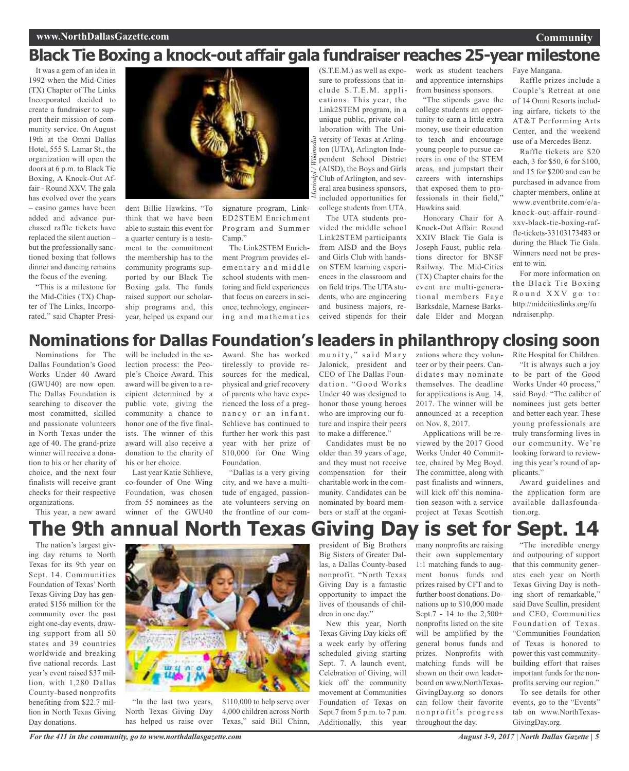# Black Tie Boxing a knock-out affair gala fundraiser reaches 25-year milestone

It was a gem of an idea in 1992 when the Mid-Cities (TX) Chapter of The Links Incorporated decided to create a fundraiser to support their mission of community service. On August 19th at the Omni Dallas Hotel, 555 S. Lamar St., the organization will open the doors at 6 p.m. to Black Tie Boxing, A Knock-Out Affair - Round XXV. The gala has evolved over the years – casino games have been added and advance purchased raffle tickets have replaced the silent auction – but the professionally sanctioned boxing that follows dinner and dancing remains the focus of the evening.

"This is a milestone for the Mid-Cities (TX) Chapter of The Links, Incorporated." said Chapter President Billie Hawkins. "To think that we have been able to sustain this event for a quarter century is a testament to the commitment the membership has to the community programs supported by our Black Tie Boxing gala. The funds raised support our scholarship programs and, this year, helped us expand our signature program, Link-ED2STEM Enrichment Program and Summer Camp."

*Mariodpl / Wikimedia*

The Link2STEM Enrichment Program provides elementary and middle school students with mentoring and field experiences that focus on careers in science, technology, engineering and mathematics (S.T.E.M.) as well as exposure to professions that include S.T.E.M. applications. This year, the Link2STEM program, in a unique public, private collaboration with The University of Texas at Arlington (UTA), Arlington Independent School District (AISD), the Boys and Girls Club of Arlington, and several area business sponsors, included opportunities for college students from UTA.

The UTA students provided the middle school Link2STEM participants from AISD and the Boys and Girls Club with hands-on STEM learning experiences in the classroom and on field trips. The UTA students, who are engineering and business majors, received stipends for their work as student teachers and apprentice internships from business sponsors.

"The stipends gave the college students an opportunity to earn a little extra money, use their education to teach and encourage young people to pursue careers in one of the STEM areas, and jumpstart their careers with internships that exposed them to professionals in their field," Hawkins said.

Honorary Chair for A Knock-Out Affair: Round XXIV Black Tie Gala is Joseph Faust, public relations director for BNSF Railway. The Mid-Cities (TX) Chapter chairs for the event are multi-generational members Faye Barksdale, Marnese Barksdale Elder and Morgan Faye Mangana.

Raffle prizes include a Couple's Retreat at one of 14 Omni Resorts including airfare, tickets to the AT&T Performing Arts Center, and the weekend use of a Mercedes Benz.

Raffle tickets are $20 each, 3 for $50, 6 for $100, and 15 for $200 and can be purchased in advance from chapter members, online at www.eventbrite.com/e/a-knock-out-affair-round-xxv-black-tie-boxing-raffle-tickets-33103173483 or during the Black Tie Gala. Winners need not be present to win.

For more information on the Black Tie Boxing Round XXV go to: http://midcitieslinks.org/fundraiser.php.

# Nominations for Dallas Foundation's leaders in philanthropy closing soon

Nominations for The Dallas Foundation's Good Works Under 40 Award (GWU40) are now open. The Dallas Foundation is searching to discover the most committed, skilled and passionate volunteers in North Texas under the age of 40. The grand-prize winner will receive a donation to his or her charity of choice, and the next four finalists will receive grant checks for their respective organizations.

This year, a new award will be included in the selection process: the People's Choice Award. This award will be given to a recipient determined by a public vote, giving the community a chance to honor one of the five finalists. The winner of this award will also receive a donation to the charity of his or her choice.

Last year Katie Schlieve, co-founder of One Wing Foundation, was chosen from 55 nominees as the winner of the GWU40 Award. She has worked tirelessly to provide resources for the medical, physical and grief recovery of parents who have experienced the loss of a pregnancy or an infant. Schlieve has continued to further her work this past year with her prize of $10,000 for One Wing Foundation.

"Dallas is a very giving city, and we have a multitude of engaged, passionate volunteers serving on the frontline of our community," said Mary Jalonick, president and CEO of The Dallas Foundation. "Good Works Under 40 was designed to honor those young heroes who are improving our future and inspire their peers to make a difference."

Candidates must be no older than 39 years of age, and they must not receive compensation for their charitable work in the community. Candidates can be nominated by board members or staff at the organizations where they volunteer or by their peers. Candidates may nominate themselves. The deadline for applications is Aug. 14, 2017. The winner will be announced at a reception on Nov. 8, 2017.

Applications will be reviewed by the 2017 Good Works Under 40 Committee, chaired by Meg Boyd. The committee, along with past finalists and winners, will kick off this nomination season with a service project at Texas Scottish Rite Hospital for Children.

"It is always such a joy to be part of the Good Works Under 40 process," said Boyd. "The caliber of nominees just gets better and better each year. These young professionals are truly transforming lives in our community. We're looking forward to reviewing this year's round of applicants."

Award guidelines and the application form are available dallasfoundation.org.

# The 9th annual North Texas Giving Day is set for Sept. 14

The nation's largest giving day returns to North Texas for its 9th year on Sept. 14. Communities Foundation of Texas' North Texas Giving Day has generated $156 million for the community over the past eight one-day events, drawing support from all 50 states and 39 countries worldwide and breaking five national records. Last year's event raised $37 million, with 1,280 Dallas County-based nonprofits benefiting from $22.7 million in North Texas Giving Day donations.

"In the last two years, North Texas Giving Day has helped us raise over $110,000 to help serve over 4,000 children across North Texas," said Bill Chinn, president of Big Brothers Big Sisters of Greater Dallas, a Dallas County-based nonprofit. "North Texas Giving Day is a fantastic opportunity to impact the lives of thousands of children in one day."

New this year, North Texas Giving Day kicks off a week early by offering scheduled giving starting Sept. 7. A launch event, Celebration of Giving, will kick off the community movement at Communities Foundation of Texas on Sept.7 from 5 p.m. to 7 p.m. Additionally, this year many nonprofits are raising their own supplementary 1:1 matching funds to augment bonus funds and prizes raised by CFT and to further boost donations. Donations up to $10,000 made Sept.7 - 14 to the 2,500+ nonprofits listed on the site will be amplified by the general bonus funds and prizes. Nonprofits with matching funds will be shown on their own leaderboard on www.NorthTexasGivingDay.org so donors can follow their favorite nonprofit's progress throughout the day.

"The incredible energy and outpouring of support that this community generates each year on North Texas Giving Day is nothing short of remarkable," said Dave Scullin, president and CEO, Communities Foundation of Texas. "Communities Foundation of Texas is honored to power this vast community-building effort that raises important funds for the nonprofits serving our region."

To see details for other events, go to the "Events" tab on www.NorthTexasGivingDay.org.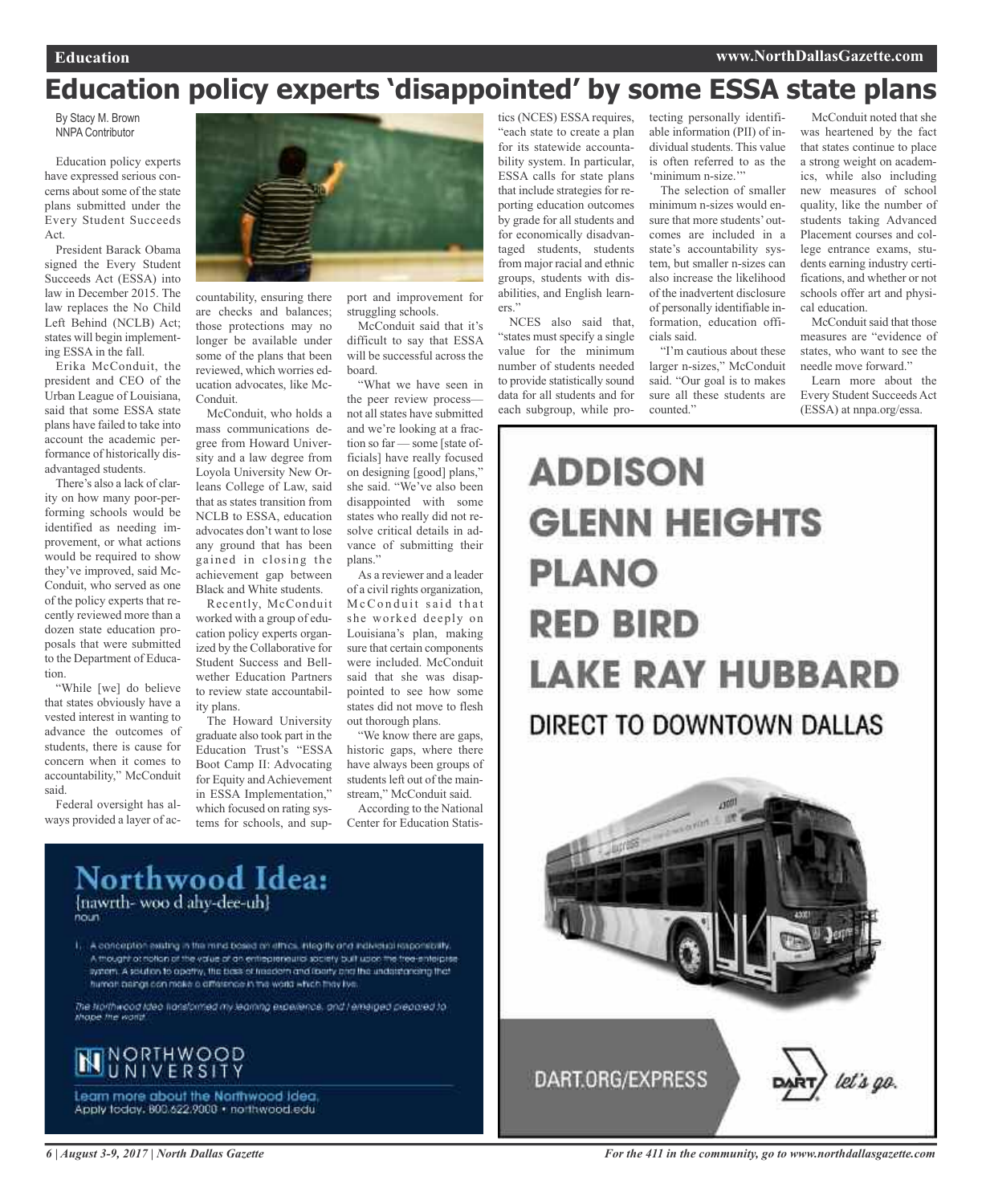# Education policy experts 'disappointed' by some ESSA state plans

By Stacy M. Brown
NNPA Contributor

Education policy experts have expressed serious concerns about some of the state plans submitted under the Every Student Succeeds Act.

President Barack Obama signed the Every Student Succeeds Act (ESSA) into law in December 2015. The law replaces the No Child Left Behind (NCLB) Act; states will begin implementing ESSA in the fall.

Erika McConduit, the president and CEO of the Urban League of Louisiana, said that some ESSA state plans have failed to take into account the academic performance of historically disadvantaged students.

There's also a lack of clarity on how many poor-performing schools would be identified as needing improvement, or what actions would be required to show they've improved, said McConduit, who served as one of the policy experts that recently reviewed more than a dozen state education proposals that were submitted to the Department of Education.

"While [we] do believe that states obviously have a vested interest in wanting to advance the outcomes of students, there is cause for concern when it comes to accountability," McConduit said.

Federal oversight has always provided a layer of accountability, ensuring there are checks and balances; those protections may no longer be available under some of the plans that been reviewed, which worries education advocates, like McConduit.

McConduit, who holds a mass communications degree from Howard University and a law degree from Loyola University New Orleans College of Law, said that as states transition from NCLB to ESSA, education advocates don't want to lose any ground that has been gained in closing the achievement gap between Black and White students.

Recently, McConduit worked with a group of education policy experts organized by the Collaborative for Student Success and Bellwether Education Partners to review state accountability plans.

The Howard University graduate also took part in the Education Trust's "ESSA Boot Camp II: Advocating for Equity and Achievement in ESSA Implementation," which focused on rating systems for schools, and support and improvement for struggling schools.

McConduit said that it's difficult to say that ESSA will be successful across the board.

"What we have seen in the peer review process—not all states have submitted and we're looking at a fraction so far — some [state officials] have really focused on designing [good] plans," she said. "We've also been disappointed with some states who really did not resolve critical details in advance of submitting their plans."

As a reviewer and a leader of a civil rights organization, McConduit said that she worked deeply on Louisiana's plan, making sure that certain components were included. McConduit said that she was disappointed to see how some states did not move to flesh out thorough plans.

"We know there are gaps, historic gaps, where there have always been groups of students left out of the mainstream," McConduit said.

According to the National Center for Education Statistics (NCES) ESSA requires, "each state to create a plan for its statewide accountability system. In particular, ESSA calls for state plans that include strategies for reporting education outcomes by grade for all students and for economically disadvantaged students, students from major racial and ethnic groups, students with disabilities, and English learners."

NCES also said that, "states must specify a single value for the minimum number of students needed to provide statistically sound data for all students and for each subgroup, while protecting personally identifiable information (PII) of individual students. This value is often referred to as the 'minimum n-size.'"

The selection of smaller minimum n-sizes would ensure that more students' outcomes are included in a state's accountability system, but smaller n-sizes can also increase the likelihood of the inadvertent disclosure of personally identifiable information, education officials said.

"I'm cautious about these larger n-sizes," McConduit said. "Our goal is to makes sure all these students are counted."

McConduit noted that she was heartened by the fact that states continue to place a strong weight on academics, while also including new measures of school quality, like the number of students taking Advanced Placement courses and college entrance exams, students earning industry certifications, and whether or not schools offer art and physical education.

McConduit said that those measures are "evidence of states, who want to see the needle move forward."

Learn more about the Every Student Succeeds Act (ESSA) at nnpa.org/essa.

---

**ADDISON**
**GLENN HEIGHTS**
**PLANO**
**RED BIRD**
**LAKE RAY HUBBARD**

DIRECT TO DOWNTOWN DALLAS

DART.ORG/EXPRESS

DART let's go.

---

**Northwood Idea:**
{nawrth- woo d ahy-dee-uh}
noun

1. A conception existing in the mind based on ethics, integrity and individual responsibility. A thought or notion of the value of an entrepreneurial society built upon the free-enterprise system. A solution to apathy, the basis of freedom and liberty and the understanding that human beings can make a difference in the world which they live.

*The Northwood Idea transformed my learning experience, and I emerged prepared to shape the world.*

NORTHWOOD UNIVERSITY

Learn more about the Northwood Idea. Apply today. 800.622.9000 • northwood.edu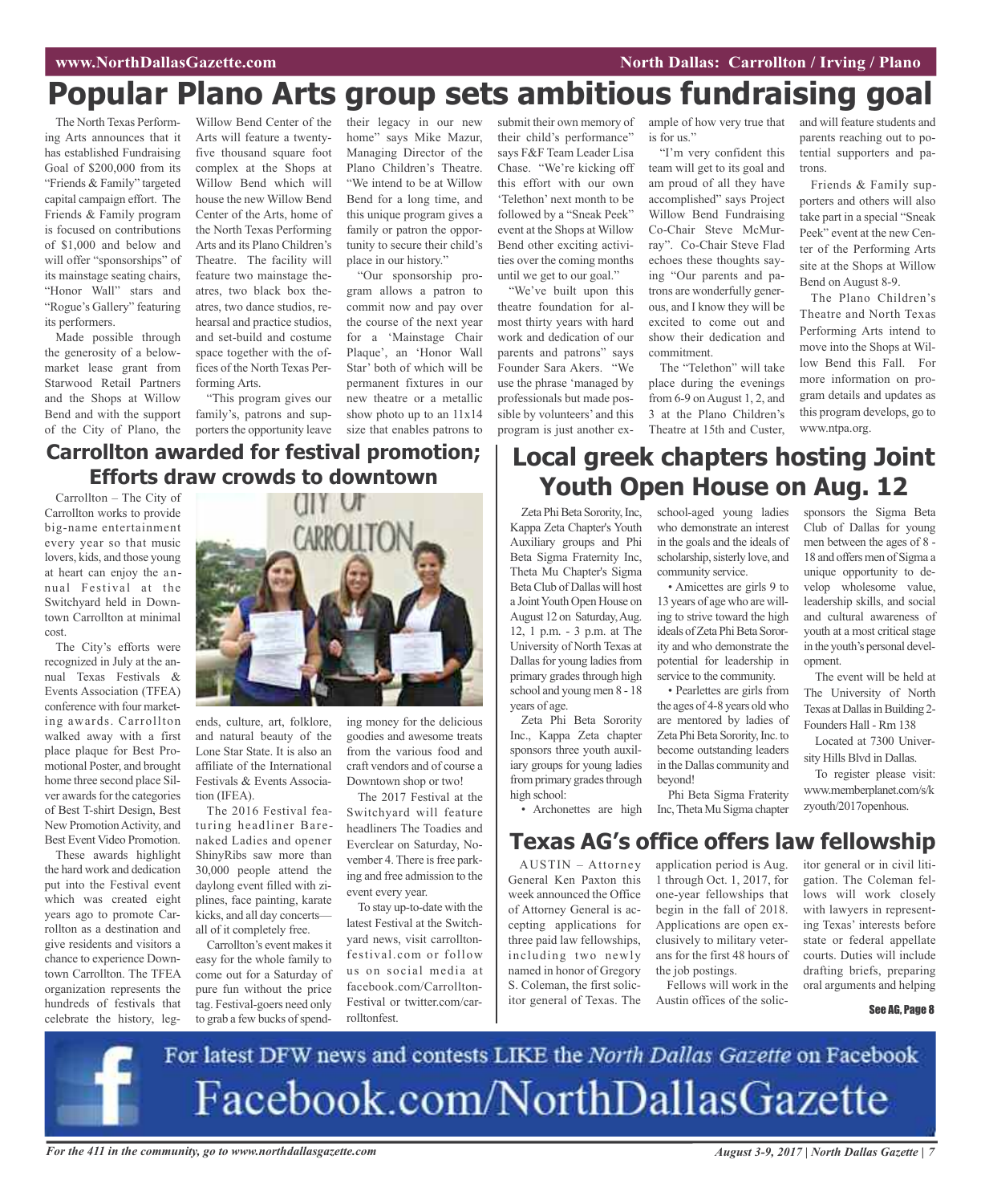# Popular Plano Arts group sets ambitious fundraising goal

The North Texas Performing Arts announces that it has established Fundraising Goal of $200,000 from its "Friends & Family" targeted capital campaign effort. The Friends & Family program is focused on contributions of $1,000 and below and will offer "sponsorships" of its mainstage seating chairs, "Honor Wall" stars and "Rogue's Gallery" featuring its performers.

Made possible through the generosity of a below-market lease grant from Starwood Retail Partners and the Shops at Willow Bend and with the support of the City of Plano, the Willow Bend Center of the Arts will feature a twenty-five thousand square foot complex at the Shops at Willow Bend which will house the new Willow Bend Center of the Arts, home of the North Texas Performing Arts and its Plano Children's Theatre. The facility will feature two mainstage theatres, two black box theatres, two dance studios, rehearsal and practice studios, and set-build and costume space together with the offices of the North Texas Performing Arts.

"This program gives our family's, patrons and supporters the opportunity leave their legacy in our new home" says Mike Mazur, Managing Director of the Plano Children's Theatre. "We intend to be at Willow Bend for a long time, and this unique program gives a family or patron the opportunity to secure their child's place in our history."

"Our sponsorship program allows a patron to commit now and pay over the course of the next year for a 'Mainstage Chair Plaque', an 'Honor Wall Star' both of which will be permanent fixtures in our new theatre or a metallic show photo up to an 11x14 size that enables patrons to submit their own memory of their child's performance" says F&F Team Leader Lisa Chase. "We're kicking off this effort with our own 'Telethon' next month to be followed by a "Sneak Peek" event at the Shops at Willow Bend other exciting activities over the coming months until we get to our goal."

"We've built upon this theatre foundation for almost thirty years with hard work and dedication of our parents and patrons" says Founder Sara Akers. "We use the phrase 'managed by professionals but made possible by volunteers' and this program is just another example of how very true that is for us."

"I'm very confident this team will get to its goal and am proud of all they have accomplished" says Project Willow Bend Fundraising Co-Chair Steve McMurray". Co-Chair Steve Flad echoes these thoughts saying "Our parents and patrons are wonderfully generous, and I know they will be excited to come out and show their dedication and commitment.

The "Telethon" will take place during the evenings from 6-9 on August 1, 2, and 3 at the Plano Children's Theatre at 15th and Custer, and will feature students and parents reaching out to potential supporters and patrons.

Friends & Family supporters and others will also take part in a special "Sneak Peek" event at the new Center of the Performing Arts site at the Shops at Willow Bend on August 8-9.

The Plano Children's Theatre and North Texas Performing Arts intend to move into the Shops at Willow Bend this Fall. For more information on program details and updates as this program develops, go to www.ntpa.org.

# Carrollton awarded for festival promotion; Efforts draw crowds to downtown

Carrollton – The City of Carrollton works to provide big-name entertainment every year so that music lovers, kids, and those young at heart can enjoy the annual Festival at the Switchyard held in Downtown Carrollton at minimal cost.

The City's efforts were recognized in July at the annual Texas Festivals & Events Association (TFEA) conference with four marketing awards. Carrollton walked away with a first place plaque for Best Promotional Poster, and brought home three second place Silver awards for the categories of Best T-shirt Design, Best New Promotion Activity, and Best Event Video Promotion.

These awards highlight the hard work and dedication put into the Festival event which was created eight years ago to promote Carrollton as a destination and give residents and visitors a chance to experience Downtown Carrollton. The TFEA organization represents the hundreds of festivals that celebrate the history, legends, culture, art, folklore, and natural beauty of the Lone Star State. It is also an affiliate of the International Festivals & Events Association (IFEA).

The 2016 Festival featuring headliner Barenaked Ladies and opener ShinyRibs saw more than 30,000 people attend the daylong event filled with ziplines, face painting, karate kicks, and all day concerts—all of it completely free.

Carrollton's event makes it easy for the whole family to come out for a Saturday of pure fun without the price tag. Festival-goers need only to grab a few bucks of spending money for the delicious goodies and awesome treats from the various food and craft vendors and of course a Downtown shop or two!

The 2017 Festival at the Switchyard will feature headliners The Toadies and Everclear on Saturday, November 4. There is free parking and free admission to the event every year.

To stay up-to-date with the latest Festival at the Switchyard news, visit carrolltonfestival.com or follow us on social media at facebook.com/CarrolltonFestival or twitter.com/carrolltonfest.

# Local greek chapters hosting Joint Youth Open House on Aug. 12

Zeta Phi Beta Sorority, Inc, Kappa Zeta Chapter's Youth Auxiliary groups and Phi Beta Sigma Fraternity Inc, Theta Mu Chapter's Sigma Beta Club of Dallas will host a Joint Youth Open House on August 12 on Saturday, Aug. 12, 1 p.m. - 3 p.m. at The University of North Texas at Dallas for young ladies from primary grades through high school and young men 8 - 18 years of age.

Zeta Phi Beta Sorority Inc., Kappa Zeta chapter sponsors three youth auxiliary groups for young ladies from primary grades through high school:

- Archonettes are high school-aged young ladies who demonstrate an interest in the goals and the ideals of scholarship, sisterly love, and community service.
- Amicettes are girls 9 to 13 years of age who are willing to strive toward the high ideals of Zeta Phi Beta Sorority and who demonstrate the potential for leadership in service to the community.
- Pearlettes are girls from the ages of 4-8 years old who are mentored by ladies of Zeta Phi Beta Sorority, Inc. to become outstanding leaders in the Dallas community and beyond!

Phi Beta Sigma Fraterity Inc, Theta Mu Sigma chapter sponsors the Sigma Beta Club of Dallas for young men between the ages of 8 - 18 and offers men of Sigma a unique opportunity to develop wholesome value, leadership skills, and social and cultural awareness of youth at a most critical stage in the youth's personal development.

The event will be held at The University of North Texas at Dallas in Building 2-Founders Hall - Rm 138

Located at 7300 University Hills Blvd in Dallas.

To register please visit: www.memberplanet.com/s/kzyouth/2017openhous.

# Texas AG's office offers law fellowship

AUSTIN – Attorney General Ken Paxton this week announced the Office of Attorney General is accepting applications for three paid law fellowships, including two newly named in honor of Gregory S. Coleman, the first solicitor general of Texas. The application period is Aug. 1 through Oct. 1, 2017, for one-year fellowships that begin in the fall of 2018. Applications are open exclusively to military veterans for the first 48 hours of the job postings.

Fellows will work in the Austin offices of the solicitor general or in civil litigation. The Coleman fellows will work closely with lawyers in representing Texas' interests before state or federal appellate courts. Duties will include drafting briefs, preparing oral arguments and helping

See AG, Page 8

For latest DFW news and contests LIKE the *North Dallas Gazette* on Facebook
Facebook.com/NorthDallasGazette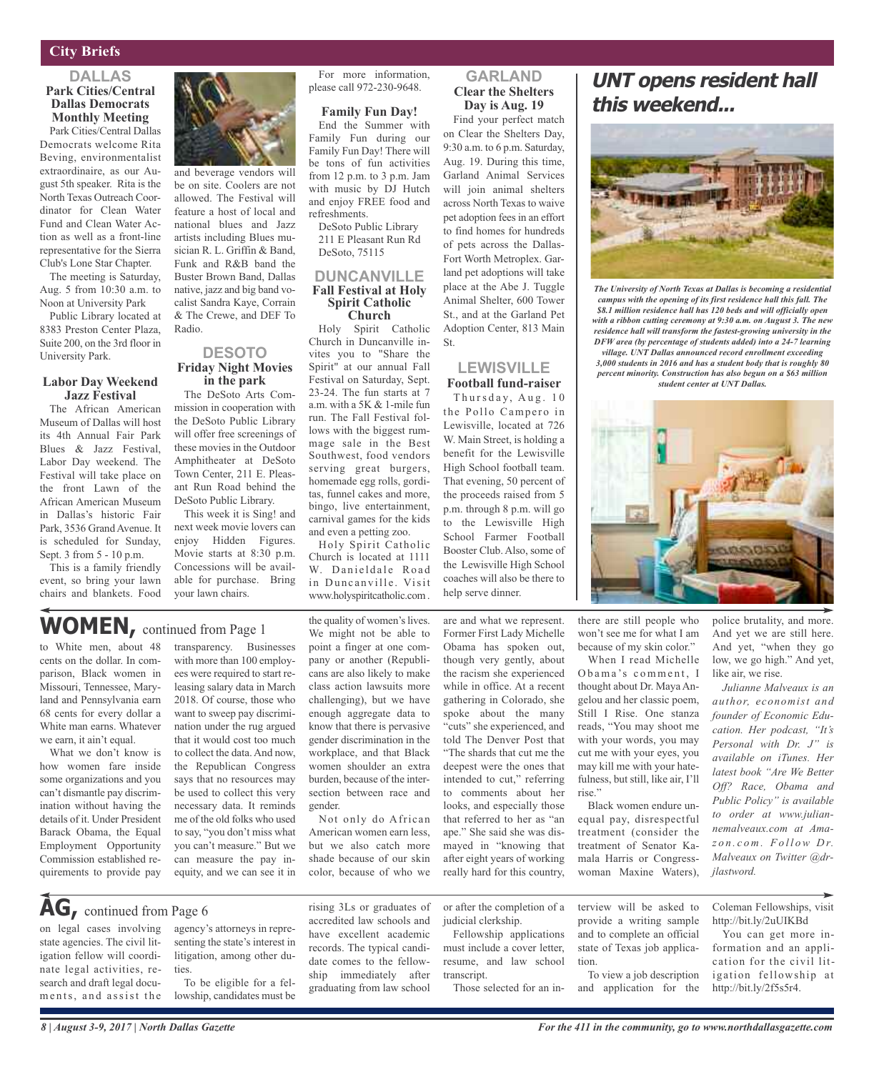## City Briefs

### DALLAS

#### Park Cities/Central Dallas Democrats Monthly Meeting

Park Cities/Central Dallas Democrats welcome Rita Beving, environmentalist extraordinaire, as our August 5th speaker. Rita is the North Texas Outreach Coordinator for Clean Water Fund and Clean Water Action as well as a front-line representative for the Sierra Club's Lone Star Chapter.

The meeting is Saturday, Aug. 5 from 10:30 a.m. to Noon at University Park

Public Library located at 8383 Preston Center Plaza, Suite 200, on the 3rd floor in University Park.

#### Labor Day Weekend Jazz Festival

The African American Museum of Dallas will host its 4th Annual Fair Park Blues & Jazz Festival, Labor Day weekend. The Festival will take place on the front Lawn of the African American Museum in Dallas's historic Fair Park, 3536 Grand Avenue. It is scheduled for Sunday, Sept. 3 from 5 - 10 p.m.

This is a family friendly event, so bring your lawn chairs and blankets. Food and beverage vendors will be on site. Coolers are not allowed. The Festival will feature a host of local and national blues and Jazz artists including Blues musician R. L. Griffin & Band, Funk and R&B band the Buster Brown Band, Dallas native, jazz and big band vocalist Sandra Kaye, Corrain & The Crewe, and DEF To Radio.

### DESOTO

#### Friday Night Movies in the park

The DeSoto Arts Commission in cooperation with the DeSoto Public Library will offer free screenings of these movies in the Outdoor Amphitheater at DeSoto Town Center, 211 E. Pleasant Run Road behind the DeSoto Public Library.

This week it is Sing! and next week movie lovers can enjoy Hidden Figures. Movie starts at 8:30 p.m. Concessions will be available for purchase. Bring your lawn chairs.

For more information, please call 972-230-9648.

#### Family Fun Day!

End the Summer with Family Fun during our Family Fun Day! There will be tons of fun activities from 12 p.m. to 3 p.m. Jam with music by DJ Hutch and enjoy FREE food and refreshments.

DeSoto Public Library
211 E Pleasant Run Rd
DeSoto, 75115

### DUNCANVILLE

#### Fall Festival at Holy Spirit Catholic Church

Holy Spirit Catholic Church in Duncanville invites you to "Share the Spirit" at our annual Fall Festival on Saturday, Sept. 23-24. The fun starts at 7 a.m. with a 5K & 1-mile fun run. The Fall Festival follows with the biggest rummage sale in the Best Southwest, food vendors serving great burgers, homemade egg rolls, gorditas, funnel cakes and more, bingo, live entertainment, carnival games for the kids and even a petting zoo.

Holy Spirit Catholic Church is located at 1111 W. Danieldale Road in Duncanville. Visit www.holyspiritcatholic.com.

### GARLAND

#### Clear the Shelters Day is Aug. 19

Find your perfect match on Clear the Shelters Day, 9:30 a.m. to 6 p.m. Saturday, Aug. 19. During this time, Garland Animal Services will join animal shelters across North Texas to waive pet adoption fees in an effort to find homes for hundreds of pets across the Dallas-Fort Worth Metroplex. Garland pet adoptions will take place at the Abe J. Tuggle Animal Shelter, 600 Tower St., and at the Garland Pet Adoption Center, 813 Main St.

### LEWISVILLE

#### Football fund-raiser

Thursday, Aug. 10 the Pollo Campero in Lewisville, located at 726 W. Main Street, is holding a benefit for the Lewisville High School football team. That evening, 50 percent of the proceeds raised from 5 p.m. through 8 p.m. will go to the Lewisville High School Farmer Football Booster Club. Also, some of the Lewisville High School coaches will also be there to help serve dinner.

## UNT opens resident hall this weekend...

*The University of North Texas at Dallas is becoming a residential campus with the opening of its first residence hall this fall. The $8.1 million residence hall has 120 beds and will officially open with a ribbon cutting ceremony at 9:30 a.m. on August 3. The new residence hall will transform the fastest-growing university in the DFW area (by percentage of students added) into a 24-7 learning village. UNT Dallas announced record enrollment exceeding 3,000 students in 2016 and has a student body that is roughly 80 percent minority. Construction has also begun on a $63 million student center at UNT Dallas.*

## WOMEN, continued from Page 1

to White men, about 48 cents on the dollar. In comparison, Black women in Missouri, Tennessee, Maryland and Pennsylvania earn 68 cents for every dollar a White man earns. Whatever we earn, it ain't equal.

What we don't know is how women fare inside some organizations and you can't dismantle pay discrimination without having the details of it. Under President Barack Obama, the Equal Employment Opportunity Commission established requirements to provide pay transparency. Businesses with more than 100 employees were required to start releasing salary data in March 2018. Of course, those who want to sweep pay discrimination under the rug argued that it would cost too much to collect the data. And now, the Republican Congress says that no resources may be used to collect this very necessary data. It reminds me of the old folks who used to say, "you don't miss what you can't measure." But we can measure the pay inequity, and we can see it in the quality of women's lives. We might not be able to point a finger at one company or another (Republicans are also likely to make class action lawsuits more challenging), but we have enough aggregate data to know that there is pervasive gender discrimination in the workplace, and that Black women shoulder an extra burden, because of the intersection between race and gender.

Not only do African American women earn less, but we also catch more shade because of our skin color, because of who we are and what we represent. Former First Lady Michelle Obama has spoken out, though very gently, about the racism she experienced while in office. At a recent gathering in Colorado, she spoke about the many "cuts" she experienced, and told The Denver Post that "The shards that cut me the deepest were the ones that intended to cut," referring to comments about her looks, and especially those that referred to her as "an ape." She said she was dismayed in "knowing that after eight years of working really hard for this country, there are still people who won't see me for what I am because of my skin color."

When I read Michelle Obama's comment, I thought about Dr. Maya Angelou and her classic poem, Still I Rise. One stanza reads, "You may shoot me with your words, you may cut me with your eyes, you may kill me with your hatefulness, but still, like air, I'll rise."

Black women endure unequal pay, disrespectful treatment (consider the treatment of Senator Kamala Harris or Congresswoman Maxine Waters), police brutality, and more. And yet we are still here. And yet, "when they go low, we go high." And yet, like air, we rise.

*Julianne Malveaux is an author, economist and founder of Economic Education. Her podcast, "It's Personal with Dr. J" is available on iTunes. Her latest book "Are We Better Off? Race, Obama and Public Policy" is available to order at www.juliannemalveaux.com at Amazon.com. Follow Dr. Malveaux on Twitter @drjlastword.*

## AG, continued from Page 6

on legal cases involving state agencies. The civil litigation fellow will coordinate legal activities, research and draft legal documents, and assist the agency's attorneys in representing the state's interest in litigation, among other duties.

To be eligible for a fellowship, candidates must be rising 3Ls or graduates of accredited law schools and have excellent academic records. The typical candidate comes to the fellowship immediately after graduating from law school or after the completion of a judicial clerkship.

Fellowship applications must include a cover letter, resume, and law school transcript.

Those selected for an interview will be asked to provide a writing sample and to complete an official state of Texas job application.

To view a job description and application for the Coleman Fellowships, visit http://bit.ly/2uUIKBd

You can get more information and an application for the civil litigation fellowship at http://bit.ly/2f5s5r4.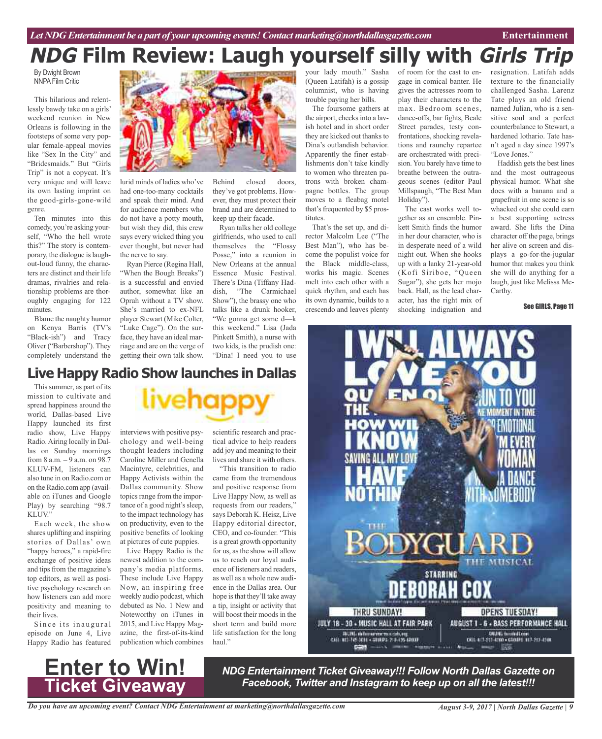# *NDG* Film Review: Laugh yourself silly with *Girls Trip*

By Dwight Brown
NNPA Film Critic

This hilarious and relentlessly bawdy take on a girls' weekend reunion in New Orleans is following in the footsteps of some very popular female-appeal movies like "Sex In the City" and "Bridesmaids." But "Girls Trip" is not a copycat. It's very unique and will leave its own lasting imprint on the good-girls-gone-wild genre.

Ten minutes into this comedy, you're asking yourself, "Who the hell wrote this?" The story is contemporary, the dialogue is laugh-out-loud funny, the characters are distinct and their life dramas, rivalries and relationship problems are thoroughly engaging for 122 minutes.

Blame the naughty humor on Kenya Barris (TV's "Black-ish") and Tracy Oliver ("Barbershop"). They completely understand the lurid minds of ladies who've had one-too-many cocktails and speak their mind. And for audience members who do not have a potty mouth, but wish they did, this crew says every wicked thing you ever thought, but never had the nerve to say.

Ryan Pierce (Regina Hall, "When the Bough Breaks") is a successful and envied author, somewhat like an Oprah without a TV show. She's married to ex-NFL player Stewart (Mike Colter, "Luke Cage"). On the surface, they have an ideal marriage and are on the verge of getting their own talk show. Behind closed doors, they've got problems. However, they must protect their brand and are determined to keep up their facade.

Ryan talks her old college girlfriends, who used to call themselves the "Flossy Posse," into a reunion in New Orleans at the annual Essence Music Festival. There's Dina (Tiffany Haddish, "The Carmichael Show"), the brassy one who talks like a drunk hooker, "We gonna get some d—k this weekend." Lisa (Jada Pinkett Smith), a nurse with two kids, is the prudish one: "Dina! I need you to use your lady mouth." Sasha (Queen Latifah) is a gossip columnist, who is having trouble paying her bills.

The foursome gathers at the airport, checks into a lavish hotel and in short order they are kicked out thanks to Dina's outlandish behavior. Apparently the finer establishments don't take kindly to women who threaten patrons with broken champagne bottles. The group moves to a fleabag motel that's frequented by $5 prostitutes.

That's the set up, and director Malcolm Lee ("The Best Man"), who has become the populist voice for the Black middle-class, works his magic. Scenes melt into each other with a quick rhythm, and each has its own dynamic, builds to a crescendo and leaves plenty of room for the cast to engage in comical banter. He gives the actresses room to play their characters to the max. Bedroom scenes, dance-offs, bar fights, Beale Street parades, testy confrontations, shocking revelations and raunchy repartee are orchestrated with precision. You barely have time to breathe between the outrageous scenes (editor Paul Millspaugh, "The Best Man Holiday").

The cast works well together as an ensemble. Pinkett Smith finds the humor in her dour character, who is in desperate need of a wild night out. When she hooks up with a lanky 21-year-old (Kofi Siriboe, "Queen Sugar"), she gets her mojo back. Hall, as the lead character, has the right mix of shocking indignation and resignation. Latifah adds texture to the financially challenged Sasha. Larenz Tate plays an old friend named Julian, who is a sensitive soul and a perfect counterbalance to Stewart, a hardened lothario. Tate hasn't aged a day since 1997's "Love Jones."

Haddish gets the best lines and the most outrageous physical humor. What she does with a banana and a grapefruit in one scene is so whacked out she could earn a best supporting actress award. She lifts the Dina character off the page, brings her alive on screen and displays a go-for-the-jugular humor that makes you think she will do anything for a laugh, just like Melissa McCarthy.

See GIRLS, Page 11

## Live Happy Radio Show launches in Dallas

This summer, as part of its mission to cultivate and spread happiness around the world, Dallas-based Live Happy launched its first radio show, Live Happy Radio. Airing locally in Dallas on Sunday mornings from 8 a.m. – 9 a.m. on 98.7 KLUV-FM, listeners can also tune in on Radio.com or on the Radio.com app (available on iTunes and Google Play) by searching "98.7 KLUV."

Each week, the show shares uplifting and inspiring stories of Dallas' own "happy heroes," a rapid-fire exchange of positive ideas and tips from the magazine's top editors, as well as positive psychology research on how listeners can add more positivity and meaning to their lives.

Since its inaugural episode on June 4, Live Happy Radio has featured interviews with positive psychology and well-being thought leaders including Caroline Miller and Genella Macintyre, celebrities, and Happy Activists within the Dallas community. Show topics range from the importance of a good night's sleep, to the impact technology has on productivity, even to the positive benefits of looking at pictures of cute puppies.

Live Happy Radio is the newest addition to the company's media platforms. These include Live Happy Now, an inspiring free weekly audio podcast, which debuted as No. 1 New and Noteworthy on iTunes in 2015, and Live Happy Magazine, the first-of-its-kind publication which combines scientific research and practical advice to help readers add joy and meaning to their lives and share it with others.

"This transition to radio came from the tremendous and positive response from Live Happy Now, as well as requests from our readers," says Deborah K. Heisz, Live Happy editorial director, CEO, and co-founder. "This is a great growth opportunity for us, as the show will allow us to reach our loyal audience of listeners and readers, as well as a whole new audience in the Dallas area. Our hope is that they'll take away a tip, insight or activity that will boost their moods in the short term and build more life satisfaction for the long haul."

## Enter to Win! Ticket Giveaway

*NDG Entertainment Ticket Giveaway!!! Follow North Dallas Gazette on Facebook, Twitter and Instagram to keep up on all the latest!!!*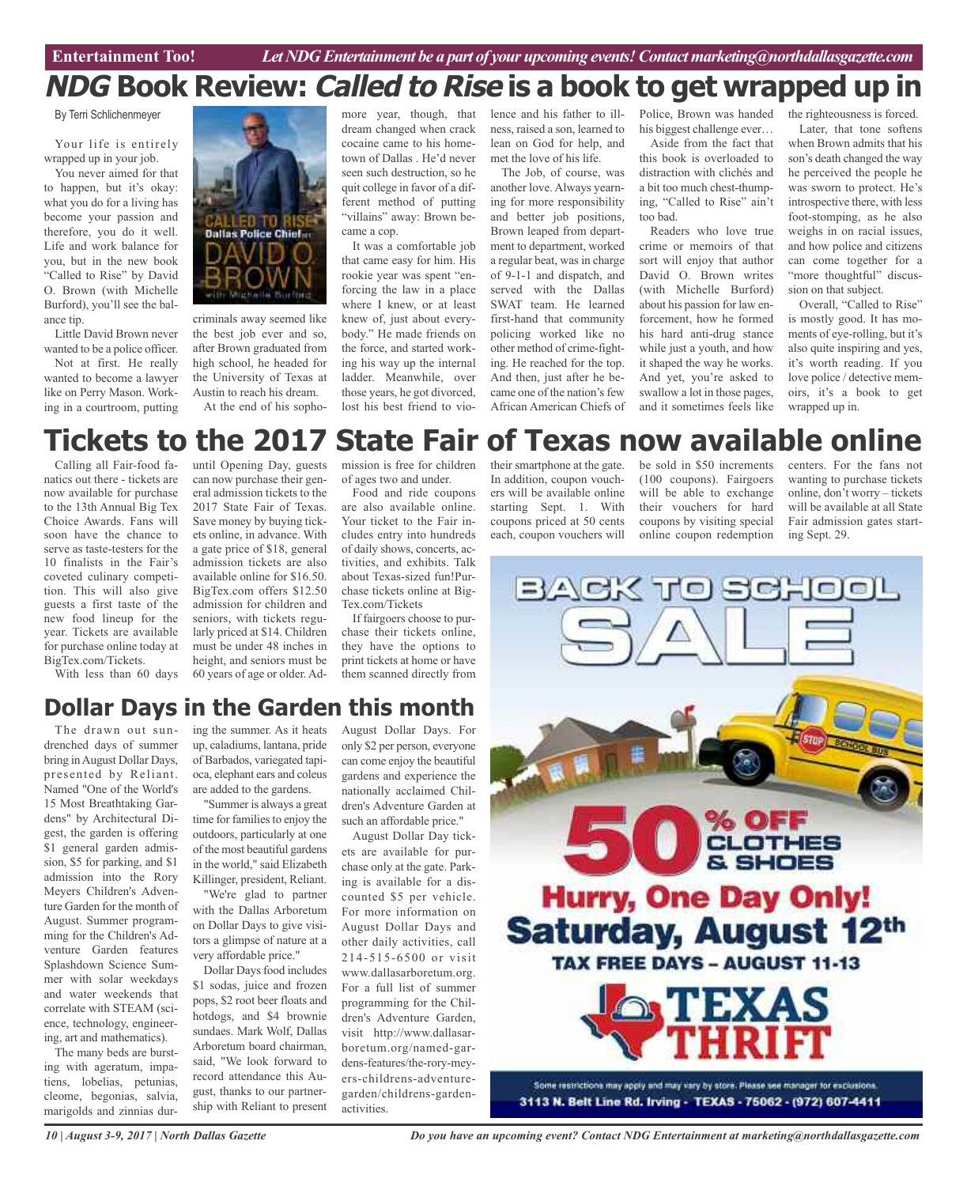Entertainment Too! *Let NDG Entertainment be a part of your upcoming events! Contact marketing@northdallasgazette.com*

# *NDG* Book Review: *Called to Rise* is a book to get wrapped up in

By Terri Schlichenmeyer

Your life is entirely wrapped up in your job.

You never aimed for that to happen, but it's okay: what you do for a living has become your passion and therefore, you do it well. Life and work balance for you, but in the new book "Called to Rise" by David O. Brown (with Michelle Burford), you'll see the balance tip.

Little David Brown never wanted to be a police officer.

Not at first. He really wanted to become a lawyer like on Perry Mason. Working in a courtroom, putting criminals away seemed like the best job ever and so, after Brown graduated from high school, he headed for the University of Texas at Austin to reach his dream.

At the end of his sophomore year, though, that dream changed when crack cocaine came to his hometown of Dallas . He'd never seen such destruction, so he quit college in favor of a different method of putting "villains" away: Brown became a cop.

It was a comfortable job that came easy for him. His rookie year was spent "enforcing the law in a place where I knew, or at least knew of, just about everybody." He made friends on the force, and started working his way up the internal ladder. Meanwhile, over those years, he got divorced, lost his best friend to violence and his father to illness, raised a son, learned to lean on God for help, and met the love of his life.

The Job, of course, was another love. Always yearning for more responsibility and better job positions, Brown leaped from department to department, worked a regular beat, was in charge of 9-1-1 and dispatch, and served with the Dallas SWAT team. He learned first-hand that community policing worked like no other method of crime-fighting. He reached for the top. And then, just after he became one of the nation's few African American Chiefs of Police, Brown was handed his biggest challenge ever…

Aside from the fact that this book is overloaded to distraction with clichés and a bit too much chest-thumping, "Called to Rise" ain't too bad.

Readers who love true crime or memoirs of that sort will enjoy that author David O. Brown writes (with Michelle Burford) about his passion for law enforcement, how he formed his hard anti-drug stance while just a youth, and how it shaped the way he works. And yet, you're asked to swallow a lot in those pages, and it sometimes feels like the righteousness is forced.

Later, that tone softens when Brown admits that his son's death changed the way he perceived the people he was sworn to protect. He's introspective there, with less foot-stomping, as he also weighs in on racial issues, and how police and citizens can come together for a "more thoughtful" discussion on that subject.

Overall, "Called to Rise" is mostly good. It has moments of eye-rolling, but it's also quite inspiring and yes, it's worth reading. If you love police / detective memoirs, it's a book to get wrapped up in.

# Tickets to the 2017 State Fair of Texas now available online

Calling all Fair-food fanatics out there - tickets are now available for purchase to the 13th Annual Big Tex Choice Awards. Fans will soon have the chance to serve as taste-testers for the 10 finalists in the Fair's coveted culinary competition. This will also give guests a first taste of the new food lineup for the year. Tickets are available for purchase online today at BigTex.com/Tickets.

With less than 60 days until Opening Day, guests can now purchase their general admission tickets to the 2017 State Fair of Texas. Save money by buying tickets online, in advance. With a gate price of $18, general admission tickets are also available online for $16.50. BigTex.com offers $12.50 admission for children and seniors, with tickets regularly priced at $14. Children must be under 48 inches in height, and seniors must be 60 years of age or older. Admission is free for children of ages two and under.

Food and ride coupons are also available online. Your ticket to the Fair includes entry into hundreds of daily shows, concerts, activities, and exhibits. Talk about Texas-sized fun!Purchase tickets online at BigTex.com/Tickets

If fairgoers choose to purchase their tickets online, they have the options to print tickets at home or have them scanned directly from their smartphone at the gate. In addition, coupon vouchers will be available online starting Sept. 1. With coupons priced at 50 cents each, coupon vouchers will be sold in $50 increments (100 coupons). Fairgoers will be able to exchange their vouchers for hard coupons by visiting special online coupon redemption centers. For the fans not wanting to purchase tickets online, don't worry – tickets will be available at all State Fair admission gates starting Sept. 29.

## Dollar Days in the Garden this month

The drawn out sun-drenched days of summer bring in August Dollar Days, presented by Reliant. Named "One of the World's 15 Most Breathtaking Gardens" by Architectural Digest, the garden is offering $1 general garden admission, $5 for parking, and $1 admission into the Rory Meyers Children's Adventure Garden for the month of August. Summer programming for the Children's Adventure Garden features Splashdown Science Summer with solar weekdays and water weekends that correlate with STEAM (science, technology, engineering, art and mathematics).

The many beds are bursting with ageratum, impatiens, lobelias, petunias, cleome, begonias, salvia, marigolds and zinnias during the summer. As it heats up, caladiums, lantana, pride of Barbados, variegated tapioca, elephant ears and coleus are added to the gardens.

"Summer is always a great time for families to enjoy the outdoors, particularly at one of the most beautiful gardens in the world," said Elizabeth Killinger, president, Reliant.

"We're glad to partner with the Dallas Arboretum on Dollar Days to give visitors a glimpse of nature at a very affordable price."

Dollar Days food includes $1 sodas, juice and frozen pops, $2 root beer floats and hotdogs, and $4 brownie sundaes. Mark Wolf, Dallas Arboretum board chairman, said, "We look forward to record attendance this August, thanks to our partnership with Reliant to present August Dollar Days. For only $2 per person, everyone can come enjoy the beautiful gardens and experience the nationally acclaimed Children's Adventure Garden at such an affordable price."

August Dollar Day tickets are available for purchase only at the gate. Parking is available for a discounted $5 per vehicle. For more information on August Dollar Days and other daily activities, call 214-515-6500 or visit www.dallasarboretum.org. For a full list of summer programming for the Children's Adventure Garden, visit http://www.dallasarboretum.org/named-gardens-features/the-rory-meyers-childrens-adventure-garden/childrens-garden-activities.

BACK TO SCHOOL SALE

50% OFF CLOTHES & SHOES

Hurry, One Day Only! Saturday, August 12th

TAX FREE DAYS – AUGUST 11-13

TEXAS THRIFT

Some restrictions may apply and may vary by store. Please see manager for exclusions.

3113 N. Belt Line Rd. Irving - TEXAS - 75062 - (972) 607-4411

Do you have an upcoming event? Contact NDG Entertainment at marketing@northdallasgazette.com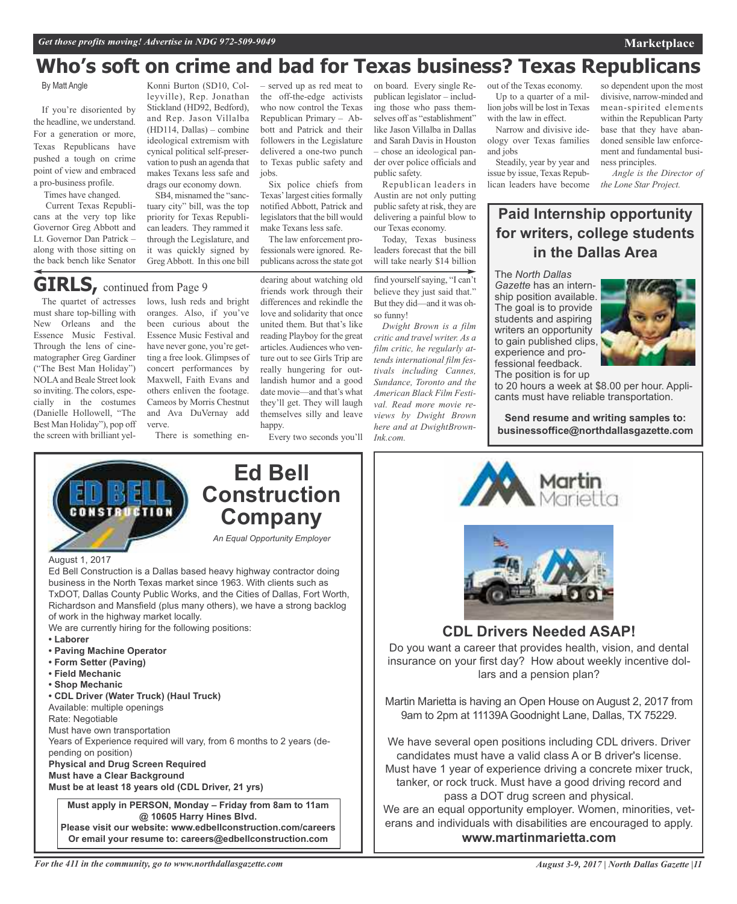# Who's soft on crime and bad for Texas business? Texas Republicans

By Matt Angle

If you're disoriented by the headline, we understand. For a generation or more, Texas Republicans have pushed a tough on crime point of view and embraced a pro-business profile.

Times have changed.

Current Texas Republicans at the very top like Governor Greg Abbott and Lt. Governor Dan Patrick – along with those sitting on the back bench like Senator Konni Burton (SD10, Colleyville), Rep. Jonathan Stickland (HD92, Bedford), and Rep. Jason Villalba (HD114, Dallas) – combine ideological extremism with cynical political self-preservation to push an agenda that makes Texans less safe and drags our economy down.

SB4, misnamed the "sanctuary city" bill, was the top priority for Texas Republican leaders. They rammed it through the Legislature, and it was quickly signed by Greg Abbott. In this one bill – served up as red meat to the off-the-edge activists who now control the Texas Republican Primary – Abbott and Patrick and their followers in the Legislature delivered a one-two punch to Texas public safety and jobs.

Six police chiefs from Texas' largest cities formally notified Abbott, Patrick and legislators that the bill would make Texans less safe.

The law enforcement professionals were ignored. Republicans across the state got on board. Every single Republican legislator – including those who pass themselves off as "establishment" like Jason Villalba in Dallas and Sarah Davis in Houston – chose an ideological pander over police officials and public safety.

Republican leaders in Austin are not only putting public safety at risk, they are delivering a painful blow to our Texas economy.

Today, Texas business leaders forecast that the bill will take nearly $14 billion out of the Texas economy.

Up to a quarter of a million jobs will be lost in Texas with the law in effect.

Narrow and divisive ideology over Texas families and jobs

Steadily, year by year and issue by issue, Texas Republican leaders have become so dependent upon the most divisive, narrow-minded and mean-spirited elements within the Republican Party base that they have abandoned sensible law enforcement and fundamental business principles.

*Angle is the Director of the Lone Star Project.*

## GIRLS, continued from Page 9

The quartet of actresses must share top-billing with New Orleans and the Essence Music Festival. Through the lens of cinematographer Greg Gardiner ("The Best Man Holiday") NOLA and Beale Street look so inviting. The colors, especially in the costumes (Danielle Hollowell, "The Best Man Holiday"), pop off the screen with brilliant yellows, lush reds and bright oranges. Also, if you've been curious about the Essence Music Festival and have never gone, you're getting a free look. Glimpses of concert performances by Maxwell, Faith Evans and others enliven the footage. Cameos by Morris Chestnut and Ava DuVernay add verve.

There is something endearing about watching old friends work through their differences and rekindle the love and solidarity that once united them. But that's like reading Playboy for the great articles. Audiences who venture out to see Girls Trip are really hungering for outlandish humor and a good date movie—and that's what they'll get. They will laugh themselves silly and leave happy.

Every two seconds you'll find yourself saying, "I can't believe they just said that." But they did—and it was oh-so funny!

*Dwight Brown is a film critic and travel writer. As a film critic, he regularly attends international film festivals including Cannes, Sundance, Toronto and the American Black Film Festival. Read more movie reviews by Dwight Brown here and at DwightBrownInk.com.*

## Paid Internship opportunity for writers, college students in the Dallas Area

The *North Dallas Gazette* has an internship position available. The goal is to provide students and aspiring writers an opportunity to gain published clips, experience and professional feedback. The position is for up to 20 hours a week at $8.00 per hour. Applicants must have reliable transportation.

**Send resume and writing samples to: businessoffice@northdallasgazette.com**

## Ed Bell Construction Company

*An Equal Opportunity Employer*

August 1, 2017

Ed Bell Construction is a Dallas based heavy highway contractor doing business in the North Texas market since 1963. With clients such as TxDOT, Dallas County Public Works, and the Cities of Dallas, Fort Worth, Richardson and Mansfield (plus many others), we have a strong backlog of work in the highway market locally.

We are currently hiring for the following positions:

- **Laborer**
- **Paving Machine Operator**
- **Form Setter (Paving)**
- **Field Mechanic**
- **Shop Mechanic**
- **CDL Driver (Water Truck) (Haul Truck)**

Available: multiple openings

Rate: Negotiable

Must have own transportation

Years of Experience required will vary, from 6 months to 2 years (depending on position)

**Physical and Drug Screen Required**

**Must have a Clear Background**

**Must be at least 18 years old (CDL Driver, 21 yrs)**

**Must apply in PERSON, Monday – Friday from 8am to 11am @ 10605 Harry Hines Blvd.**

**Please visit our website: www.edbellconstruction.com/careers**

**Or email your resume to: careers@edbellconstruction.com**

## Martin Marietta

## CDL Drivers Needed ASAP!

Do you want a career that provides health, vision, and dental insurance on your first day? How about weekly incentive dollars and a pension plan?

Martin Marietta is having an Open House on August 2, 2017 from 9am to 2pm at 11139A Goodnight Lane, Dallas, TX 75229.

We have several open positions including CDL drivers. Driver candidates must have a valid class A or B driver's license. Must have 1 year of experience driving a concrete mixer truck, tanker, or rock truck. Must have a good driving record and pass a DOT drug screen and physical.

We are an equal opportunity employer. Women, minorities, veterans and individuals with disabilities are encouraged to apply.

**www.martinmarietta.com**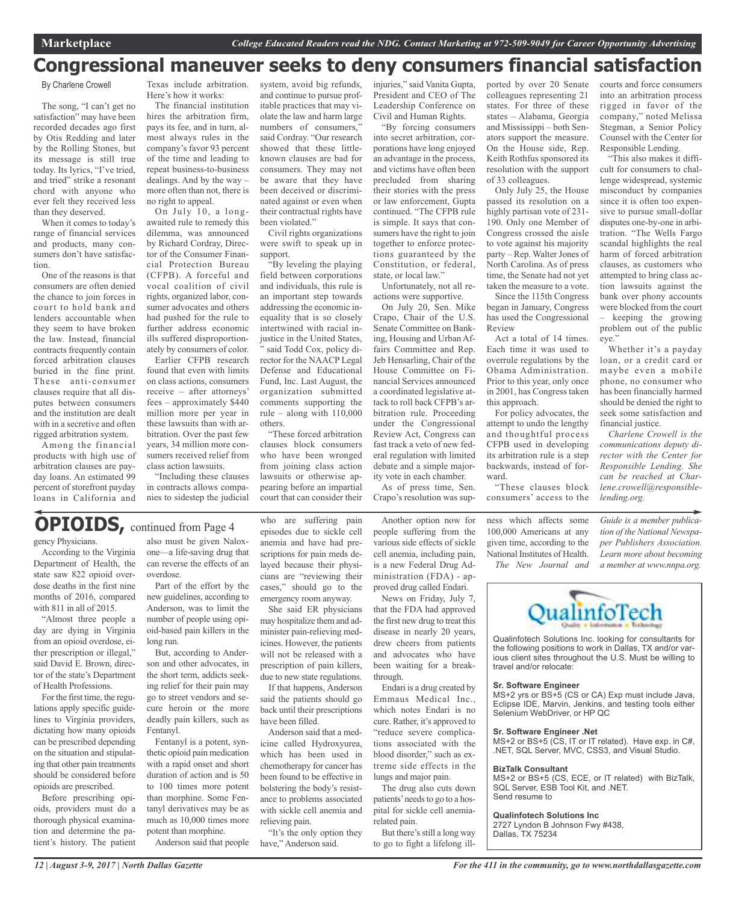# Congressional maneuver seeks to deny consumers financial satisfaction

By Charlene Crowell

The song, "I can't get no satisfaction" may have been recorded decades ago first by Otis Redding and later by the Rolling Stones, but its message is still true today. Its lyrics, "I've tried, and tried" strike a resonant chord with anyone who ever felt they received less than they deserved.

When it comes to today's range of financial services and products, many consumers don't have satisfaction.

One of the reasons is that consumers are often denied the chance to join forces in court to hold bank and lenders accountable when they seem to have broken the law. Instead, financial contracts frequently contain forced arbitration clauses buried in the fine print. These anti-consumer clauses require that all disputes between consumers and the institution are dealt with in a secretive and often rigged arbitration system.

Among the financial products with high use of arbitration clauses are payday loans. An estimated 99 percent of storefront payday loans in California and Texas include arbitration. Here's how it works:

The financial institution hires the arbitration firm, pays its fee, and in turn, almost always rules in the company's favor 93 percent of the time and leading to repeat business-to-business dealings. And by the way – more often than not, there is no right to appeal.

On July 10, a long-awaited rule to remedy this dilemma, was announced by Richard Cordray, Director of the Consumer Financial Protection Bureau (CFPB). A forceful and vocal coalition of civil rights, organized labor, consumer advocates and others had pushed for the rule to further address economic ills suffered disproportionately by consumers of color.

Earlier CFPB research found that even with limits on class actions, consumers receive – after attorneys' fees – approximately $440 million more per year in these lawsuits than with arbitration. Over the past few years, 34 million more consumers received relief from class action lawsuits.

"Including these clauses in contracts allows companies to sidestep the judicial system, avoid big refunds, and continue to pursue profitable practices that may violate the law and harm large numbers of consumers," said Cordray. "Our research showed that these little-known clauses are bad for consumers. They may not be aware that they have been deceived or discriminated against or even when their contractual rights have been violated."

Civil rights organizations were swift to speak up in support.

"By leveling the playing field between corporations and individuals, this rule is an important step towards addressing the economic inequality that is so closely intertwined with racial injustice in the United States, " said Todd Cox, policy director for the NAACP Legal Defense and Educational Fund, Inc. Last August, the organization submitted comments supporting the rule – along with 110,000 others.

"These forced arbitration clauses block consumers who have been wronged from joining class action lawsuits or otherwise appearing before an impartial court that can consider their injuries," said Vanita Gupta, President and CEO of The Leadership Conference on Civil and Human Rights.

"By forcing consumers into secret arbitration, corporations have long enjoyed an advantage in the process, and victims have often been precluded from sharing their stories with the press or law enforcement, Gupta continued. "The CFPB rule is simple. It says that consumers have the right to join together to enforce protections guaranteed by the Constitution, or federal, state, or local law."

Unfortunately, not all reactions were supportive.

On July 20, Sen. Mike Crapo, Chair of the U.S. Senate Committee on Banking, Housing and Urban Affairs Committee and Rep. Jeb Hensarling, Chair of the House Committee on Financial Services announced a coordinated legislative attack to roll back CFPB's arbitration rule. Proceeding under the Congressional Review Act, Congress can fast track a veto of new federal regulation with limited debate and a simple majority vote in each chamber.

As of press time, Sen. Crapo's resolution was supported by over 20 Senate colleagues representing 21 states. For three of these states – Alabama, Georgia and Mississippi – both Senators support the measure. On the House side, Rep. Keith Rothfus sponsored its resolution with the support of 33 colleagues.

Only July 25, the House passed its resolution on a highly partisan vote of 231-190. Only one Member of Congress crossed the aisle to vote against his majority party – Rep. Walter Jones of North Carolina. As of press time, the Senate had not yet taken the measure to a vote.

Since the 115th Congress began in January, Congress has used the Congressional Review

Act a total of 14 times. Each time it was used to overrule regulations by the Obama Administration. Prior to this year, only once in 2001, has Congress taken this approach.

For policy advocates, the attempt to undo the lengthy and thoughtful process CFPB used in developing its arbitration rule is a step backwards, instead of forward.

"These clauses block consumers' access to the courts and force consumers into an arbitration process rigged in favor of the company," noted Melissa Stegman, a Senior Policy Counsel with the Center for Responsible Lending.

"This also makes it difficult for consumers to challenge widespread, systemic misconduct by companies since it is often too expensive to pursue small-dollar disputes one-by-one in arbitration. "The Wells Fargo scandal highlights the real harm of forced arbitration clauses, as customers who attempted to bring class action lawsuits against the bank over phony accounts were blocked from the court – keeping the growing problem out of the public eye."

Whether it's a payday loan, or a credit card or maybe even a mobile phone, no consumer who has been financially harmed should be denied the right to seek some satisfaction and financial justice.

*Charlene Crowell is the communications deputy director with the Center for Responsible Lending. She can be reached at Charlene.crowell@responsiblelending.org.*

# OPIOIDS, continued from Page 4

gency Physicians.

According to the Virginia Department of Health, the state saw 822 opioid overdose deaths in the first nine months of 2016, compared with 811 in all of 2015.

"Almost three people a day are dying in Virginia from an opioid overdose, either prescription or illegal," said David E. Brown, director of the state's Department of Health Professions.

For the first time, the regulations apply specific guidelines to Virginia providers, dictating how many opioids can be prescribed depending on the situation and stipulating that other pain treatments should be considered before opioids are prescribed.

Before prescribing opioids, providers must do a thorough physical examination and determine the patient's history. The patient also must be given Naloxone—a life-saving drug that can reverse the effects of an overdose.

Part of the effort by the new guidelines, according to Anderson, was to limit the number of people using opioid-based pain killers in the long run.

But, according to Anderson and other advocates, in the short term, addicts seeking relief for their pain may go to street vendors and secure heroin or the more deadly pain killers, such as Fentanyl.

Fentanyl is a potent, synthetic opioid pain medication with a rapid onset and short duration of action and is 50 to 100 times more potent than morphine. Some Fentanyl derivatives may be as much as 10,000 times more potent than morphine.

Anderson said that people who are suffering pain episodes due to sickle cell anemia and have had prescriptions for pain meds delayed because their physicians are "reviewing their cases," should go to the emergency room anyway.

She said ER physicians may hospitalize them and administer pain-relieving medicines. However, the patients will not be released with a prescription of pain killers, due to new state regulations.

If that happens, Anderson said the patients should go back until their prescriptions have been filled.

Anderson said that a medicine called Hydroxyurea, which has been used in chemotherapy for cancer has been found to be effective in bolstering the body's resistance to problems associated with sickle cell anemia and relieving pain.

"It's the only option they have," Anderson said.

Another option now for people suffering from the various side effects of sickle cell anemia, including pain, is a new Federal Drug Administration (FDA) - approved drug called Endari.

News on Friday, July 7, that the FDA had approved the first new drug to treat this disease in nearly 20 years, drew cheers from patients and advocates who have been waiting for a breakthrough.

Endari is a drug created by Emmaus Medical Inc., which notes Endari is no cure. Rather, it's approved to "reduce severe complications associated with the blood disorder," such as extreme side effects in the lungs and major pain.

The drug also cuts down patients' needs to go to a hospital for sickle cell anemia-related pain.

But there's still a long way to go to fight a lifelong illness which affects some 100,000 Americans at any given time, according to the National Institutes of Health.

*The New Journal and Guide is a member publication of the National Newspaper Publishers Association. Learn more about becoming a member at www.nnpa.org.*

---

**QualinfoTech**

Qualinfotech Solutions Inc. looking for consultants for the following positions to work in Dallas, TX and/or various client sites throughout the U.S. Must be willing to travel and/or relocate:

**Sr. Software Engineer**
MS+2 yrs or BS+5 (CS or CA) Exp must include Java, Eclipse IDE, Marvin, Jenkins, and testing tools either Selenium WebDriver, or HP QC

**Sr. Software Engineer .Net**
MS+2 or BS+5 (CS, IT or IT related). Have exp. in C#, .NET, SQL Server, MVC, CSS3, and Visual Studio.

**BizTalk Consultant**
MS+2 or BS+5 (CS, ECE, or IT related) with BizTalk, SQL Server, ESB Tool Kit, and .NET.
Send resume to

**Qualinfotech Solutions Inc**
2727 Lyndon B Johnson Fwy #438,
Dallas, TX 75234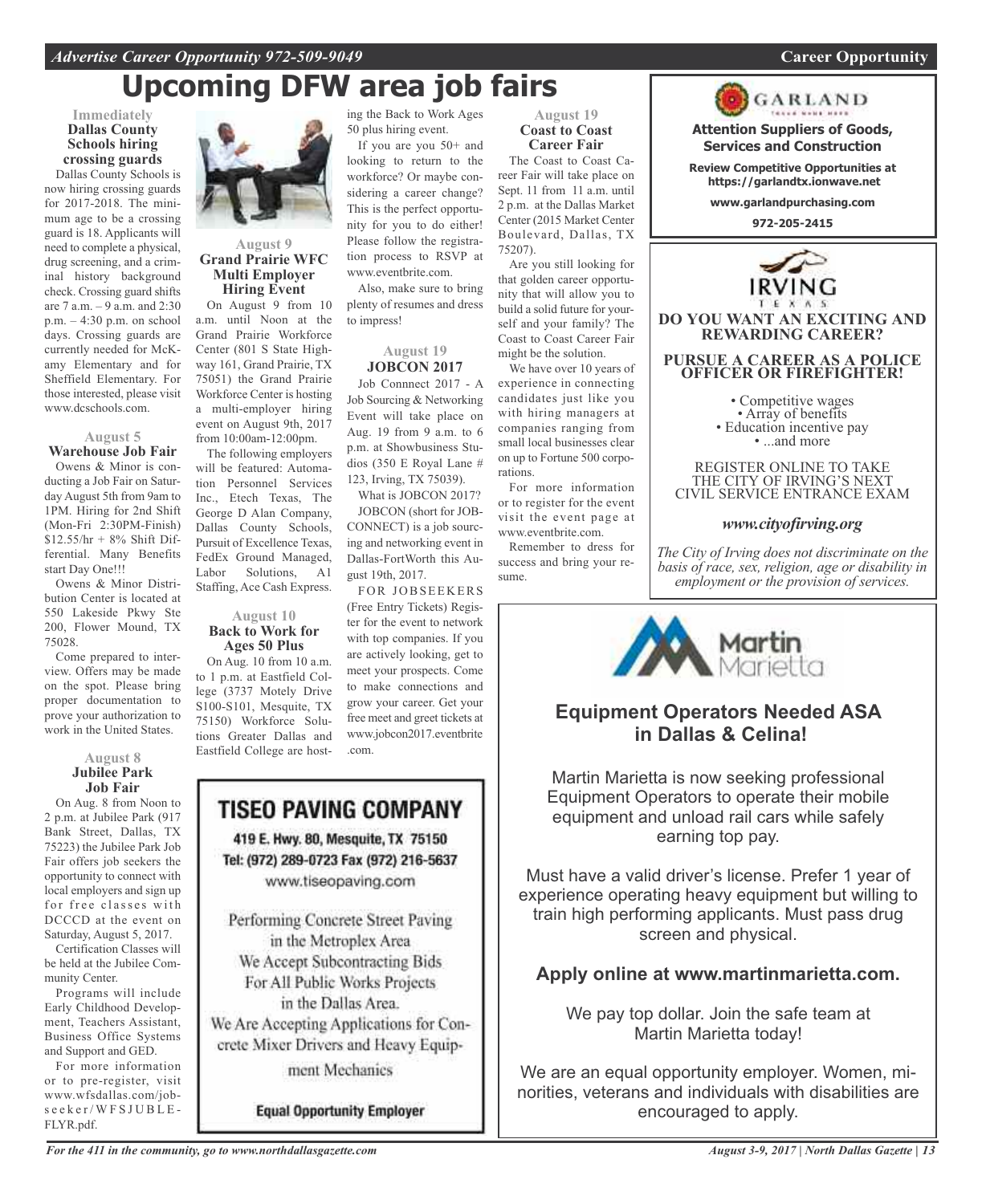# Upcoming DFW area job fairs

### Immediately
**Dallas County Schools hiring crossing guards**

Dallas County Schools is now hiring crossing guards for 2017-2018. The minimum age to be a crossing guard is 18. Applicants will need to complete a physical, drug screening, and a criminal history background check. Crossing guard shifts are 7 a.m. – 9 a.m. and 2:30 p.m. – 4:30 p.m. on school days. Crossing guards are currently needed for McKamy Elementary and for Sheffield Elementary. For those interested, please visit www.dcschools.com.

### August 5
**Warehouse Job Fair**

Owens & Minor is conducting a Job Fair on Saturday August 5th from 9am to 1PM. Hiring for 2nd Shift (Mon-Fri 2:30PM-Finish) $12.55/hr + 8% Shift Differential. Many Benefits start Day One!!!

Owens & Minor Distribution Center is located at 550 Lakeside Pkwy Ste 200, Flower Mound, TX 75028.

Come prepared to interview. Offers may be made on the spot. Please bring proper documentation to prove your authorization to work in the United States.

### August 8
**Jubilee Park Job Fair**

On Aug. 8 from Noon to 2 p.m. at Jubilee Park (917 Bank Street, Dallas, TX 75223) the Jubilee Park Job Fair offers job seekers the opportunity to connect with local employers and sign up for free classes with DCCCD at the event on Saturday, August 5, 2017.

Certification Classes will be held at the Jubilee Community Center.

Programs will include Early Childhood Development, Teachers Assistant, Business Office Systems and Support and GED.

For more information or to pre-register, visit www.wfsdallas.com/jobseeker/WFSJUBLE-FLYR.pdf.

### August 9
**Grand Prairie WFC Multi Employer Hiring Event**

On August 9 from 10 a.m. until Noon at the Grand Prairie Workforce Center (801 S State Highway 161, Grand Prairie, TX 75051) the Grand Prairie Workforce Center is hosting a multi-employer hiring event on August 9th, 2017 from 10:00am-12:00pm.

The following employers will be featured: Automation Personnel Services Inc., Etech Texas, The George D Alan Company, Dallas County Schools, Pursuit of Excellence Texas, FedEx Ground Managed, Labor Solutions, A1 Staffing, Ace Cash Express.

### August 10
**Back to Work for Ages 50 Plus**

On Aug. 10 from 10 a.m. to 1 p.m. at Eastfield College (3737 Motely Drive S100-S101, Mesquite, TX 75150) Workforce Solutions Greater Dallas and Eastfield College are hosting the Back to Work Ages 50 plus hiring event.

If you are you 50+ and looking to return to the workforce? Or maybe considering a career change? This is the perfect opportunity for you to do either! Please follow the registration process to RSVP at www.eventbrite.com.

Also, make sure to bring plenty of resumes and dress to impress!

### August 19
**JOBCON 2017**

Job Connnect 2017 - A Job Sourcing & Networking Event will take place on Aug. 19 from 9 a.m. to 6 p.m. at Showbusiness Studios (350 E Royal Lane # 123, Irving, TX 75039).

What is JOBCON 2017?

JOBCON (short for JOB-CONNECT) is a job sourcing and networking event in Dallas-FortWorth this August 19th, 2017.

FOR JOBSEEKERS (Free Entry Tickets) Register for the event to network with top companies. If you are actively looking, get to meet your prospects. Come to make connections and grow your career. Get your free meet and greet tickets at www.jobcon2017.eventbrite.com.

### August 19
**Coast to Coast Career Fair**

The Coast to Coast Career Fair will take place on Sept. 11 from 11 a.m. until 2 p.m. at the Dallas Market Center (2015 Market Center Boulevard, Dallas, TX 75207).

Are you still looking for that golden career opportunity that will allow you to build a solid future for yourself and your family? The Coast to Coast Career Fair might be the solution.

We have over 10 years of experience in connecting candidates just like you with hiring managers at companies ranging from small local businesses clear on up to Fortune 500 corporations.

For more information or to register for the event visit the event page at www.eventbrite.com.

Remember to dress for success and bring your resume.

---

**TISEO PAVING COMPANY**

419 E. Hwy. 80, Mesquite, TX 75150
Tel: (972) 289-0723 Fax (972) 216-5637
www.tiseopaving.com

Performing Concrete Street Paving in the Metroplex Area
We Accept Subcontracting Bids For All Public Works Projects in the Dallas Area.
We Are Accepting Applications for Concrete Mixer Drivers and Heavy Equipment Mechanics

**Equal Opportunity Employer**

---

**GARLAND**

**Attention Suppliers of Goods, Services and Construction**

**Review Competitive Opportunities at https://garlandtx.ionwave.net**

**www.garlandpurchasing.com**

**972-205-2415**

---

**IRVING TEXAS**

**DO YOU WANT AN EXCITING AND REWARDING CAREER?**

**PURSUE A CAREER AS A POLICE OFFICER OR FIREFIGHTER!**

- Competitive wages
- Array of benefits
- Education incentive pay
- ...and more

REGISTER ONLINE TO TAKE THE CITY OF IRVING'S NEXT CIVIL SERVICE ENTRANCE EXAM

***www.cityofirving.org***

*The City of Irving does not discriminate on the basis of race, sex, religion, age or disability in employment or the provision of services.*

---

**Martin Marietta**

## Equipment Operators Needed ASA in Dallas & Celina!

Martin Marietta is now seeking professional Equipment Operators to operate their mobile equipment and unload rail cars while safely earning top pay.

Must have a valid driver's license. Prefer 1 year of experience operating heavy equipment but willing to train high performing applicants. Must pass drug screen and physical.

**Apply online at www.martinmarietta.com.**

We pay top dollar. Join the safe team at Martin Marietta today!

We are an equal opportunity employer. Women, minorities, veterans and individuals with disabilities are encouraged to apply.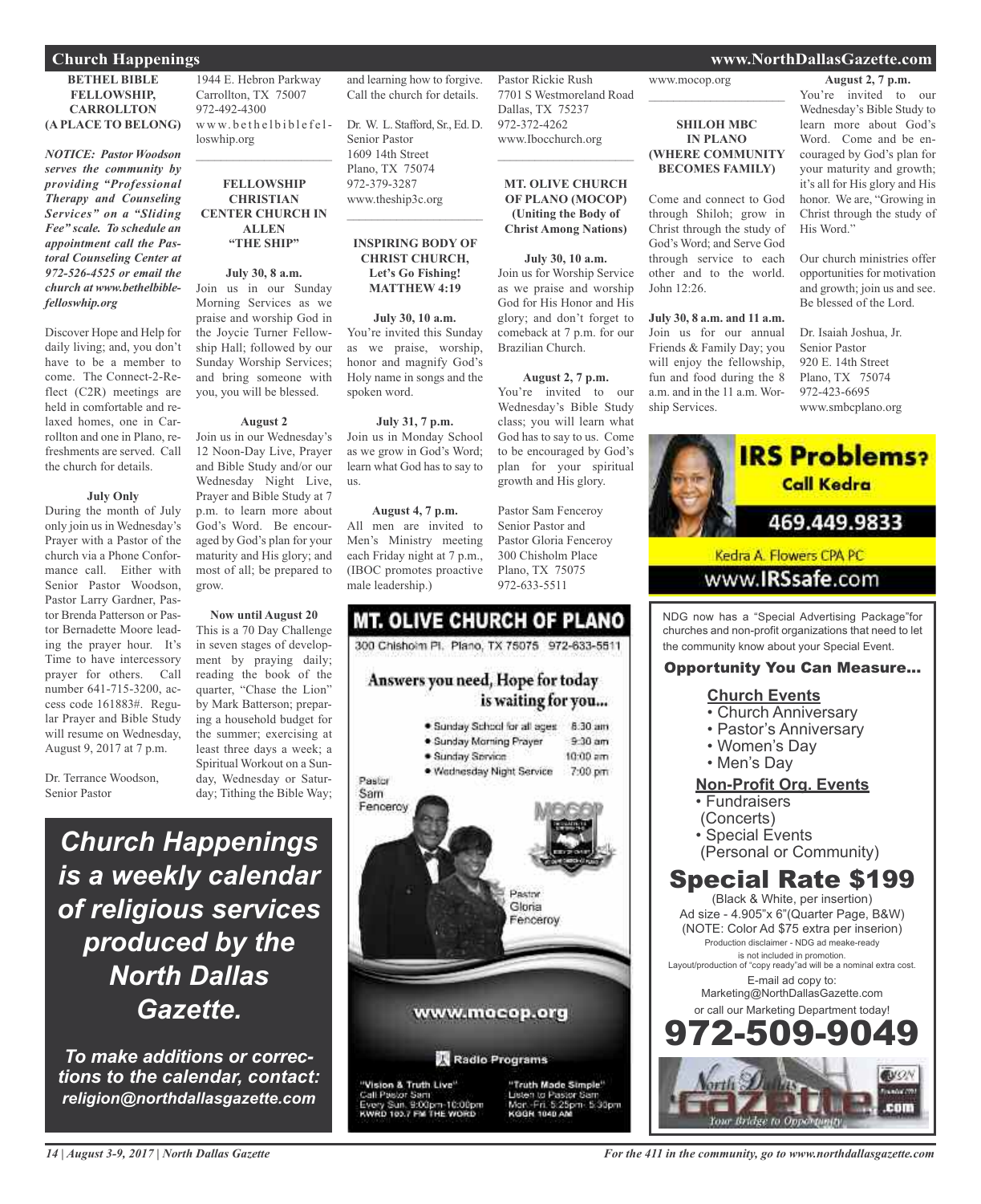# Church Happenings

**BETHEL BIBLE FELLOWSHIP, CARROLLTON (A PLACE TO BELONG)**

***NOTICE: Pastor Woodson serves the community by providing "Professional Therapy and Counseling Services" on a "Sliding Fee" scale. To schedule an appointment call the Pastoral Counseling Center at 972-526-4525 or email the church at www.bethelbiblefelloswhip.org***

Discover Hope and Help for daily living; and, you don't have to be a member to come. The Connect-2-Reflect (C2R) meetings are held in comfortable and relaxed homes, one in Carrollton and one in Plano, refreshments are served. Call the church for details.

**July Only**

During the month of July only join us in Wednesday's Prayer with a Pastor of the church via a Phone Conformance call. Either with Senior Pastor Woodson, Pastor Larry Gardner, Pastor Brenda Patterson or Pastor Bernadette Moore leading the prayer hour. It's Time to have intercessory prayer for others. Call number 641-715-3200, access code 161883#. Regular Prayer and Bible Study will resume on Wednesday, August 9, 2017 at 7 p.m.

Dr. Terrance Woodson,
Senior Pastor
1944 E. Hebron Parkway
Carrollton, TX 75007
972-492-4300
www.bethelbiblefelloswhip.org

---

**FELLOWSHIP CHRISTIAN CENTER CHURCH IN ALLEN "THE SHIP"**

**July 30, 8 a.m.**

Join us in our Sunday Morning Services as we praise and worship God in the Joycie Turner Fellowship Hall; followed by our Sunday Worship Services; and bring someone with you, you will be blessed.

**August 2**

Join us in our Wednesday's 12 Noon-Day Live, Prayer and Bible Study and/or our Wednesday Night Live, Prayer and Bible Study at 7 p.m. to learn more about God's Word. Be encouraged by God's plan for your maturity and His glory; and most of all; be prepared to grow.

**Now until August 20**

This is a 70 Day Challenge in seven stages of development by praying daily; reading the book of the quarter, "Chase the Lion" by Mark Batterson; preparing a household budget for the summer; exercising at least three days a week; a Spiritual Workout on a Sunday, Wednesday or Saturday; Tithing the Bible Way; and learning how to forgive. Call the church for details.

Dr. W. L. Stafford, Sr., Ed. D.
Senior Pastor
1609 14th Street
Plano, TX 75074
972-379-3287
www.theship3c.org

---

**INSPIRING BODY OF CHRIST CHURCH, Let's Go Fishing! MATTHEW 4:19**

**July 30, 10 a.m.**

You're invited this Sunday as we praise, worship, honor and magnify God's Holy name in songs and the spoken word.

**July 31, 7 p.m.**

Join us in Monday School as we grow in God's Word; learn what God has to say to us.

**August 4, 7 p.m.**

All men are invited to Men's Ministry meeting each Friday night at 7 p.m., (IBOC promotes proactive male leadership.)

Pastor Rickie Rush
7701 S Westmoreland Road
Dallas, TX 75237
972-372-4262
www.Ibocchurch.org

---

**MT. OLIVE CHURCH OF PLANO (MOCOP) (Uniting the Body of Christ Among Nations)**

**July 30, 10 a.m.**

Join us for Worship Service as we praise and worship God for His Honor and His glory; and don't forget to comeback at 7 p.m. for our Brazilian Church.

**August 2, 7 p.m.**

You're invited to our Wednesday's Bible Study class; you will learn what God has to say to us. Come to be encouraged by God's plan for your spiritual growth and His glory.

Pastor Sam Fenceroy
Senior Pastor and
Pastor Gloria Fenceroy
300 Chisholm Place
Plano, TX 75075
972-633-5511
www.mocop.org

---

**SHILOH MBC IN PLANO (WHERE COMMUNITY BECOMES FAMILY)**

Come and connect to God through Shiloh; grow in Christ through the study of God's Word; and Serve God through service to each other and to the world. John 12:26.

**July 30, 8 a.m. and 11 a.m.**

Join us for our annual Friends & Family Day; you will enjoy the fellowship, fun and food during the 8 a.m. and in the 11 a.m. Worship Services.

**August 2, 7 p.m.**

You're invited to our Wednesday's Bible Study to learn more about God's Word. Come and be encouraged by God's plan for your maturity and growth; it's all for His glory and His honor. We are, "Growing in Christ through the study of His Word."

Our church ministries offer opportunities for motivation and growth; join us and see. Be blessed of the Lord.

Dr. Isaiah Joshua, Jr.
Senior Pastor
920 E. 14th Street
Plano, TX 75074
972-423-6695
www.smbcplano.org

---

***Church Happenings is a weekly calendar of religious services produced by the North Dallas Gazette.***

***To make additions or corrections to the calendar, contact: religion@northdallasgazette.com***

---

**MT. OLIVE CHURCH OF PLANO**
300 Chisholm Pl. Plano, TX 75075 972-633-5511

Answers you need, Hope for today is waiting for you...

- Sunday School for all ages 8:30 am
- Sunday Morning Prayer 9:30 am
- Sunday Service 10:00 am
- Wednesday Night Service 7:00 pm

Pastor Sam Fenceroy
Pastor Gloria Fenceroy

www.mocop.org

Radio Programs

"Vision & Truth Live" Call Pastor Sam Every Sun. 9:00pm-10:00pm KWRD 100.7 FM THE WORD

"Truth Made Simple" Listen to Pastor Sam Mon.-Fri. 5:25pm- 5:30pm KGGR 1040 AM

---

**IRS Problems? Call Kedra**
469.449.9833
Kedra A. Flowers CPA PC
www.IRSsafe.com

---

NDG now has a "Special Advertising Package" for churches and non-profit organizations that need to let the community know about your Special Event.

**Opportunity You Can Measure...**

**Church Events**
- Church Anniversary
- Pastor's Anniversary
- Women's Day
- Men's Day

**Non-Profit Org. Events**
- Fundraisers (Concerts)
- Special Events (Personal or Community)

**Special Rate $199**
(Black & White, per insertion)
Ad size - 4.905"x 6"(Quarter Page, B&W)
(NOTE: Color Ad $75 extra per inserion)
Production disclaimer - NDG ad meake-ready is not included in promotion.
Layout/production of "copy ready"ad will be a nominal extra cost.
E-mail ad copy to:
Marketing@NorthDallasGazette.com
or call our Marketing Department today!
**972-509-9049**

North Dallas Gazette .com — Your Bridge to Opportunity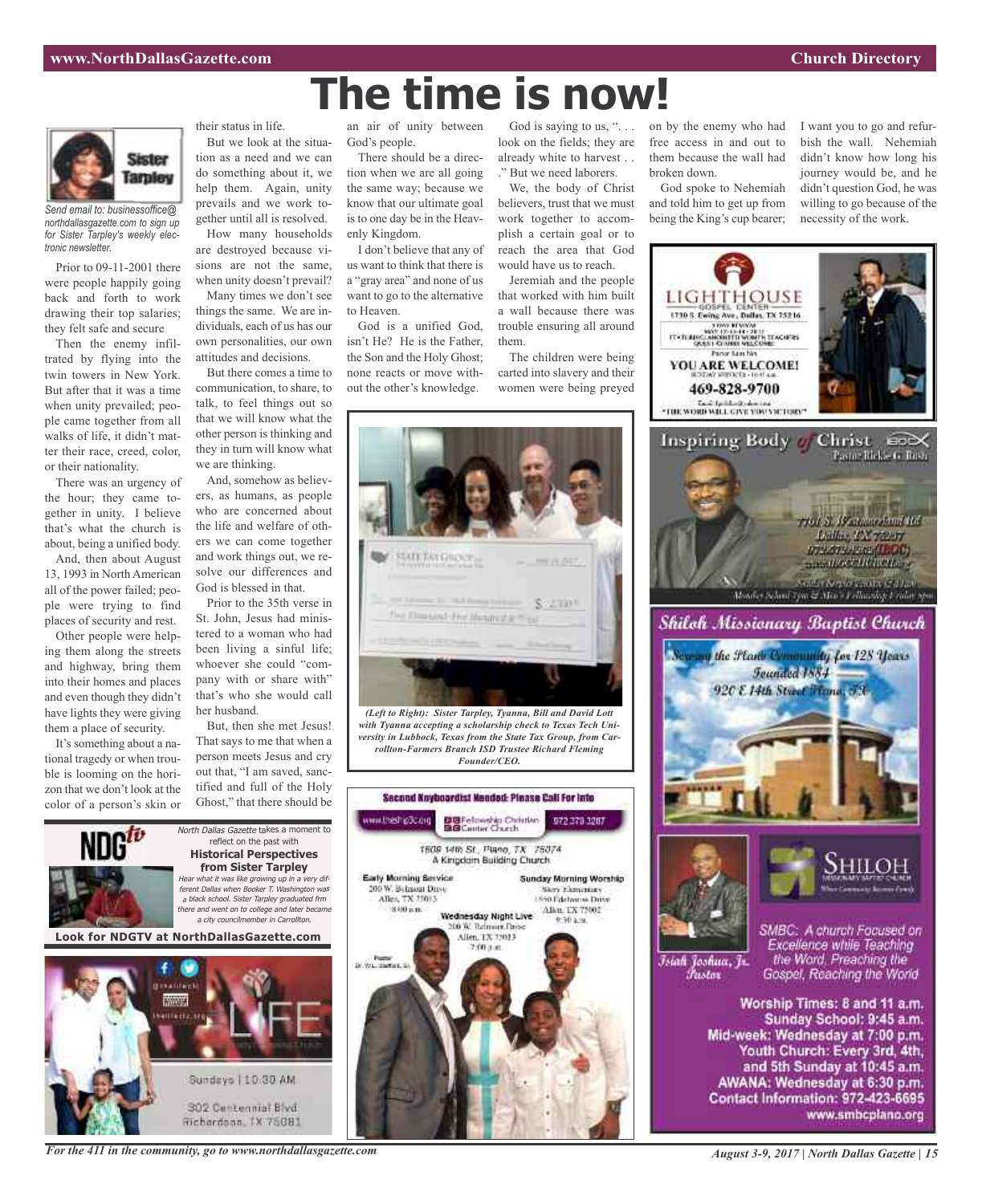# The time is now!

Sister Tarpley

*Send email to: businessoffice@northdallasgazette.com to sign up for Sister Tarpley's weekly electronic newsletter.*

Prior to 09-11-2001 there were people happily going back and forth to work drawing their top salaries; they felt safe and secure

Then the enemy infiltrated by flying into the twin towers in New York. But after that it was a time when unity prevailed; people came together from all walks of life, it didn't matter their race, creed, color, or their nationality.

There was an urgency of the hour; they came together in unity. I believe that's what the church is about, being a unified body.

And, then about August 13, 1993 in North American all of the power failed; people were trying to find places of security and rest.

Other people were helping them along the streets and highway, bring them into their homes and places and even though they didn't have lights they were giving them a place of security.

It's something about a national tragedy or when trouble is looming on the horizon that we don't look at the color of a person's skin or their status in life.

But we look at the situation as a need and we can do something about it, we help them. Again, unity prevails and we work together until all is resolved.

How many households are destroyed because visions are not the same, when unity doesn't prevail?

Many times we don't see things the same. We are individuals, each of us has our own personalities, our own attitudes and decisions.

But there comes a time to communication, to share, to talk, to feel things out so that we will know what the other person is thinking and they in turn will know what we are thinking.

And, somehow as believers, as humans, as people who are concerned about the life and welfare of others we can come together and work things out, we resolve our differences and God is blessed in that.

Prior to the 35th verse in St. John, Jesus had ministered to a woman who had been living a sinful life; whoever she could "company with or share with" that's who she would call her husband.

But, then she met Jesus! That says to me that when a person meets Jesus and cry out that, "I am saved, sanctified and full of the Holy Ghost," that there should be an air of unity between God's people.

There should be a direction when we are all going the same way; because we know that our ultimate goal is to one day be in the Heavenly Kingdom.

I don't believe that any of us want to think that there is a "gray area" and none of us want to go to the alternative to Heaven.

God is a unified God, isn't He? He is the Father, the Son and the Holy Ghost; none reacts or move without the other's knowledge.

God is saying to us, ". . . look on the fields; they are already white to harvest . . ." But we need laborers.

We, the body of Christ believers, trust that we must work together to accomplish a certain goal or to reach the area that God would have us to reach.

Jeremiah and the people that worked with him built a wall because there was trouble ensuring all around them.

The children were being carted into slavery and their women were being preyed on by the enemy who had free access in and out to them because the wall had broken down.

God spoke to Nehemiah and told him to get up from being the King's cup bearer; I want you to go and refurbish the wall. Nehemiah didn't know how long his journey would be, and he didn't question God, he was willing to go because of the necessity of the work.

*(Left to Right): Sister Tarpley, Tyanna, Bill and David Lott with Tyanna accepting a scholarship check to Texas Tech University in Lubbock, Texas from the State Tax Group, from Carrollton-Farmers Branch ISD Trustee Richard Fleming Founder/CEO.*

---

NDGtv

*North Dallas Gazette* takes a moment to reflect on the past with

**Historical Perspectives from Sister Tarpley**

*Hear what it was like growing up in a very different Dallas when Booker T. Washington was a black school. Sister Tarpley graduated frm there and went on to college and later became a city councilmember in Carrollton.*

**Look for NDGTV at NorthDallasGazette.com**

---

LIFE

Sundays | 10:30 AM

302 Centennial Blvd
Richardson, TX 75081

---

**Second Keyboardist Needed: Please Call For Info**

www.thefp3c.org — Fellowship Christian Center Church — 972 370 3287

1609 14th St., Plano, TX 75074
A Kingdom Building Church

Early Morning Service
200 W. Belmont Drive
Allen, TX 75013
8:00 a.m.

Sunday Morning Worship
Story Elementary
1550 Edelweiss Drive
Allen, TX 75002
9:30 a.m.

Wednesday Night Live
200 W. Belmont Drive
Allen, TX 75013
7:00 p.m.

Pastor
Dr. W.L. Stafford, Sr.

---

LIGHTHOUSE GOSPEL CENTER
1730 S. Ewing Ave., Dallas, TX 75216

YOU ARE WELCOME!

469-828-9700

"THE WORD WILL GIVE YOU VICTORY"

---

Inspiring Body of Christ

Pastor Rickie G. Rush

7701 S. Westmoreland Rd
Dallas, TX 75237
972.372.4262 (IBOC)

---

## Shiloh Missionary Baptist Church

Serving the Plano Community for 128 Years
Founded 1884
920 E 14th Street Plano, TX

SHILOH MISSIONARY BAPTIST CHURCH

Isiah Joshua, Jr.
Pastor

SMBC: A church Focused on Excellence while Teaching the Word, Preaching the Gospel, Reaching the World

Worship Times: 8 and 11 a.m.
Sunday School: 9:45 a.m.
Mid-week: Wednesday at 7:00 p.m.
Youth Church: Every 3rd, 4th, and 5th Sunday at 10:45 a.m.
AWANA: Wednesday at 6:30 p.m.
Contact Information: 972-423-6695
www.smbcplano.org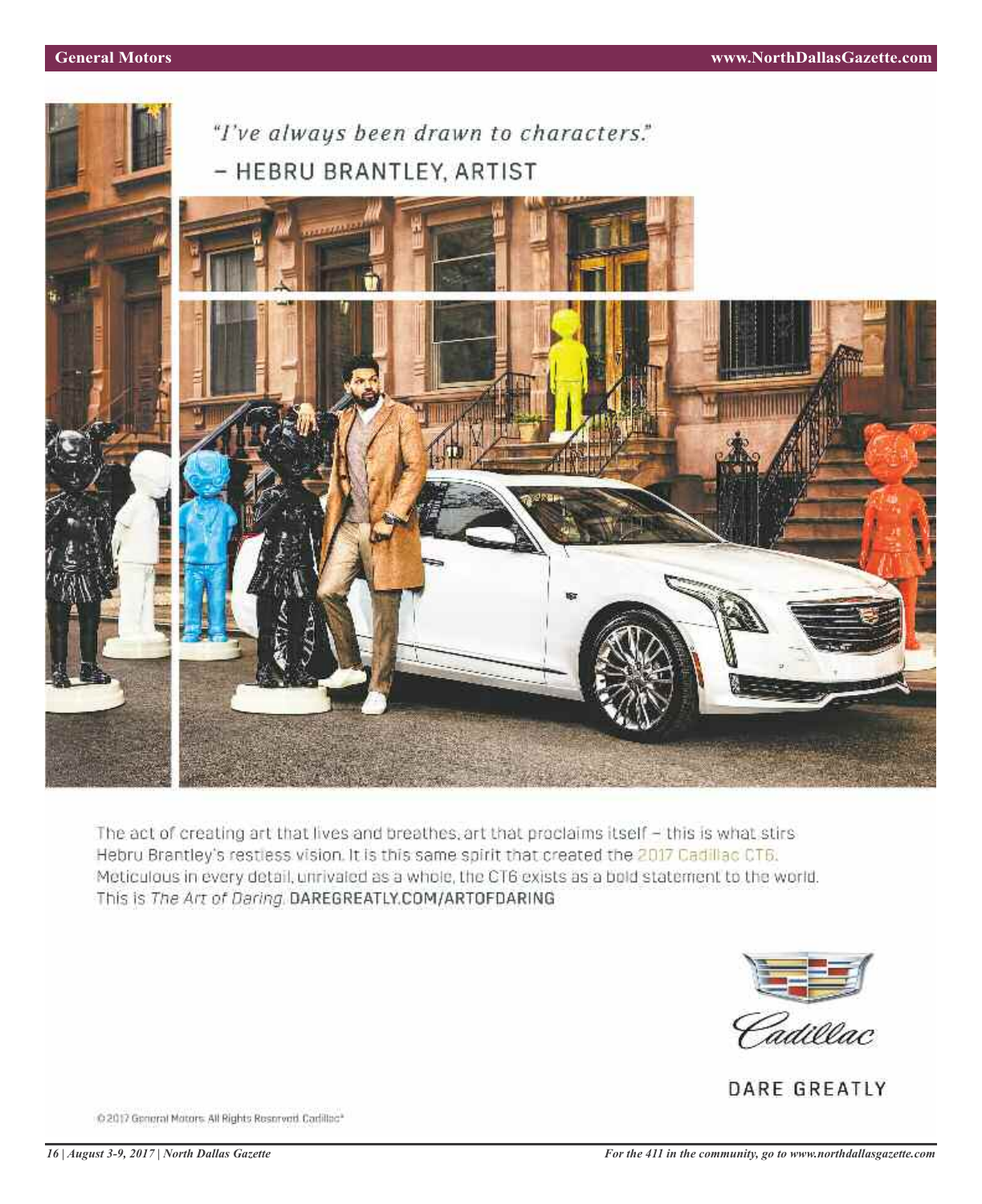*"I've always been drawn to characters."*

– HEBRU BRANTLEY, ARTIST

The act of creating art that lives and breathes, art that proclaims itself – this is what stirs Hebru Brantley's restless vision. It is this same spirit that created the 2017 Cadillac CT6. Meticulous in every detail, unrivaled as a whole, the CT6 exists as a bold statement to the world. This is *The Art of Daring*. DAREGREATLY.COM/ARTOFDARING

Cadillac

DARE GREATLY

©2017 General Motors. All Rights Reserved. Cadillac®